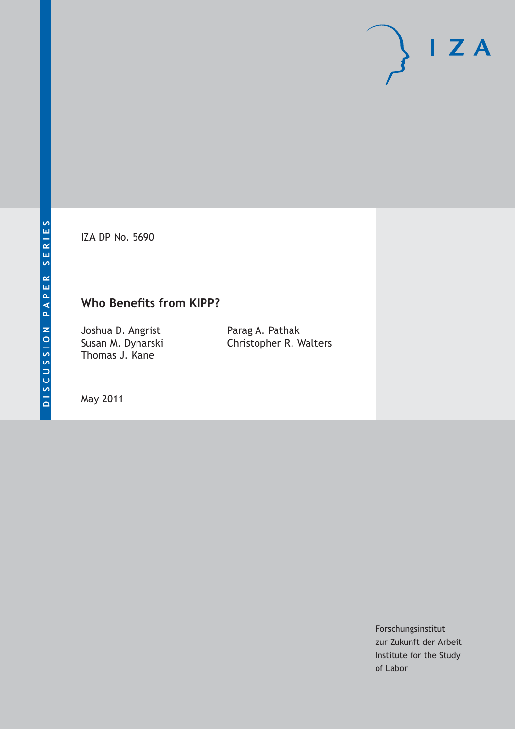DISCUSSION PAPER SERIES

IZA DP No. 5690

# Who Benefits from KIPP?

Joshua D. Angrist
Susan M. Dynarski
Thomas J. Kane
Parag A. Pathak
Christopher R. Walters

May 2011

Forschungsinstitut
zur Zukunft der Arbeit
Institute for the Study
of Labor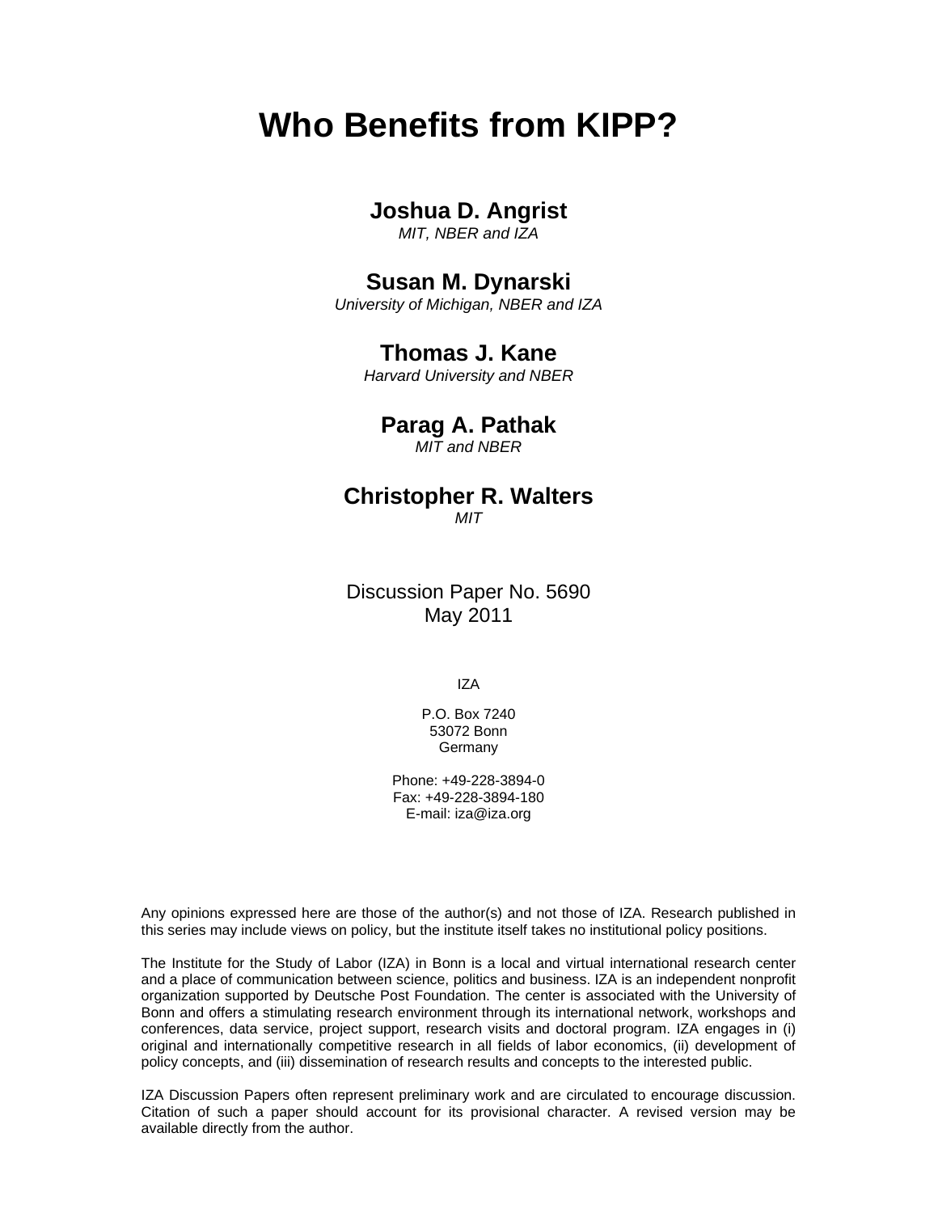# Who Benefits from KIPP?

**Joshua D. Angrist**
*MIT, NBER and IZA*

**Susan M. Dynarski**
*University of Michigan, NBER and IZA*

**Thomas J. Kane**
*Harvard University and NBER*

**Parag A. Pathak**
*MIT and NBER*

**Christopher R. Walters**
*MIT*

Discussion Paper No. 5690
May 2011

IZA

P.O. Box 7240
53072 Bonn
Germany

Phone: +49-228-3894-0
Fax: +49-228-3894-180
E-mail: iza@iza.org

Any opinions expressed here are those of the author(s) and not those of IZA. Research published in this series may include views on policy, but the institute itself takes no institutional policy positions.

The Institute for the Study of Labor (IZA) in Bonn is a local and virtual international research center and a place of communication between science, politics and business. IZA is an independent nonprofit organization supported by Deutsche Post Foundation. The center is associated with the University of Bonn and offers a stimulating research environment through its international network, workshops and conferences, data service, project support, research visits and doctoral program. IZA engages in (i) original and internationally competitive research in all fields of labor economics, (ii) development of policy concepts, and (iii) dissemination of research results and concepts to the interested public.

IZA Discussion Papers often represent preliminary work and are circulated to encourage discussion. Citation of such a paper should account for its provisional character. A revised version may be available directly from the author.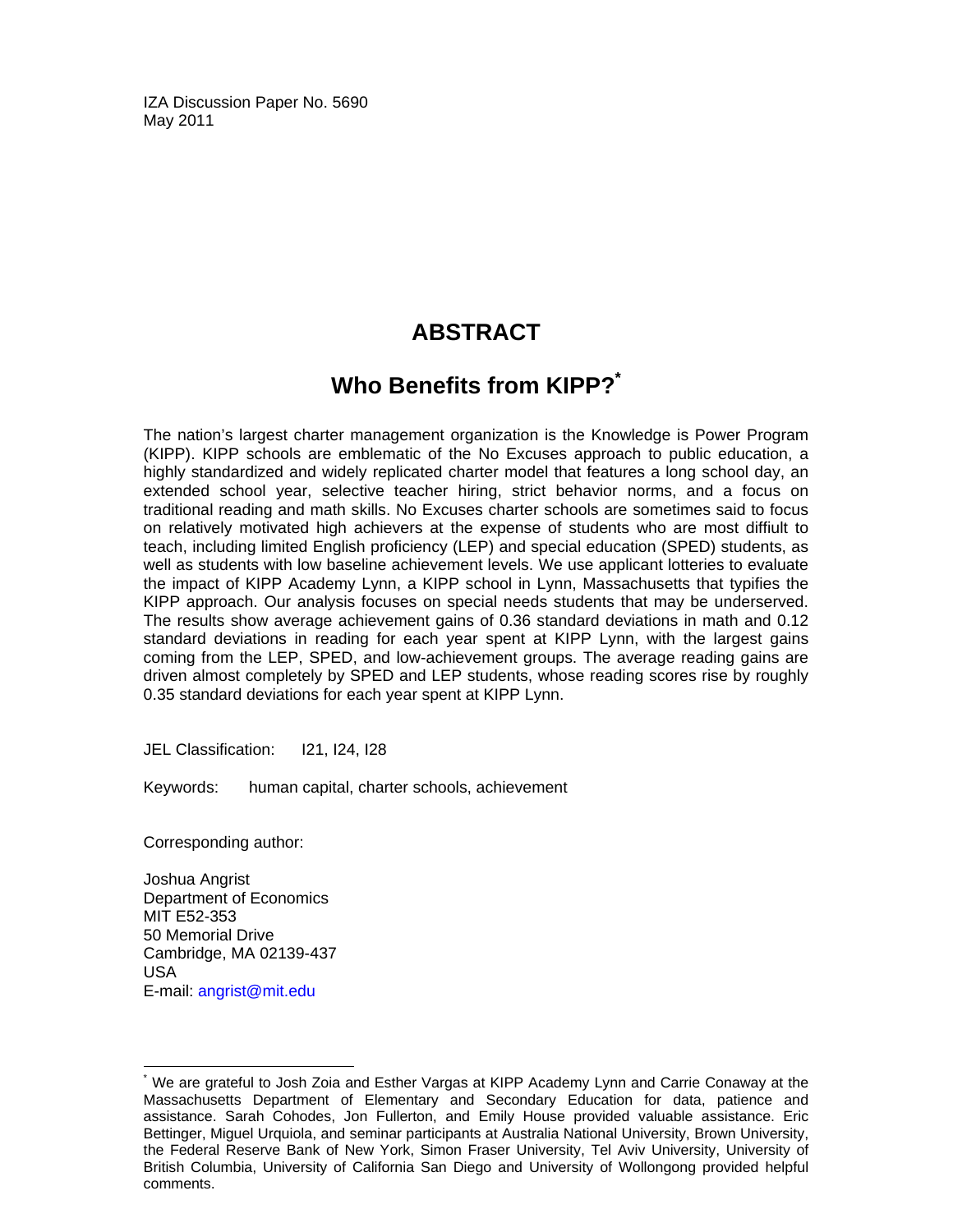IZA Discussion Paper No. 5690
May 2011

# ABSTRACT

## Who Benefits from KIPP?*

The nation's largest charter management organization is the Knowledge is Power Program (KIPP). KIPP schools are emblematic of the No Excuses approach to public education, a highly standardized and widely replicated charter model that features a long school day, an extended school year, selective teacher hiring, strict behavior norms, and a focus on traditional reading and math skills. No Excuses charter schools are sometimes said to focus on relatively motivated high achievers at the expense of students who are most diffiult to teach, including limited English proficiency (LEP) and special education (SPED) students, as well as students with low baseline achievement levels. We use applicant lotteries to evaluate the impact of KIPP Academy Lynn, a KIPP school in Lynn, Massachusetts that typifies the KIPP approach. Our analysis focuses on special needs students that may be underserved. The results show average achievement gains of 0.36 standard deviations in math and 0.12 standard deviations in reading for each year spent at KIPP Lynn, with the largest gains coming from the LEP, SPED, and low-achievement groups. The average reading gains are driven almost completely by SPED and LEP students, whose reading scores rise by roughly 0.35 standard deviations for each year spent at KIPP Lynn.

JEL Classification: I21, I24, I28

Keywords: human capital, charter schools, achievement

Corresponding author:

Joshua Angrist
Department of Economics
MIT E52-353
50 Memorial Drive
Cambridge, MA 02139-437
USA
E-mail: angrist@mit.edu

---

* We are grateful to Josh Zoia and Esther Vargas at KIPP Academy Lynn and Carrie Conaway at the Massachusetts Department of Elementary and Secondary Education for data, patience and assistance. Sarah Cohodes, Jon Fullerton, and Emily House provided valuable assistance. Eric Bettinger, Miguel Urquiola, and seminar participants at Australia National University, Brown University, the Federal Reserve Bank of New York, Simon Fraser University, Tel Aviv University, University of British Columbia, University of California San Diego and University of Wollongong provided helpful comments.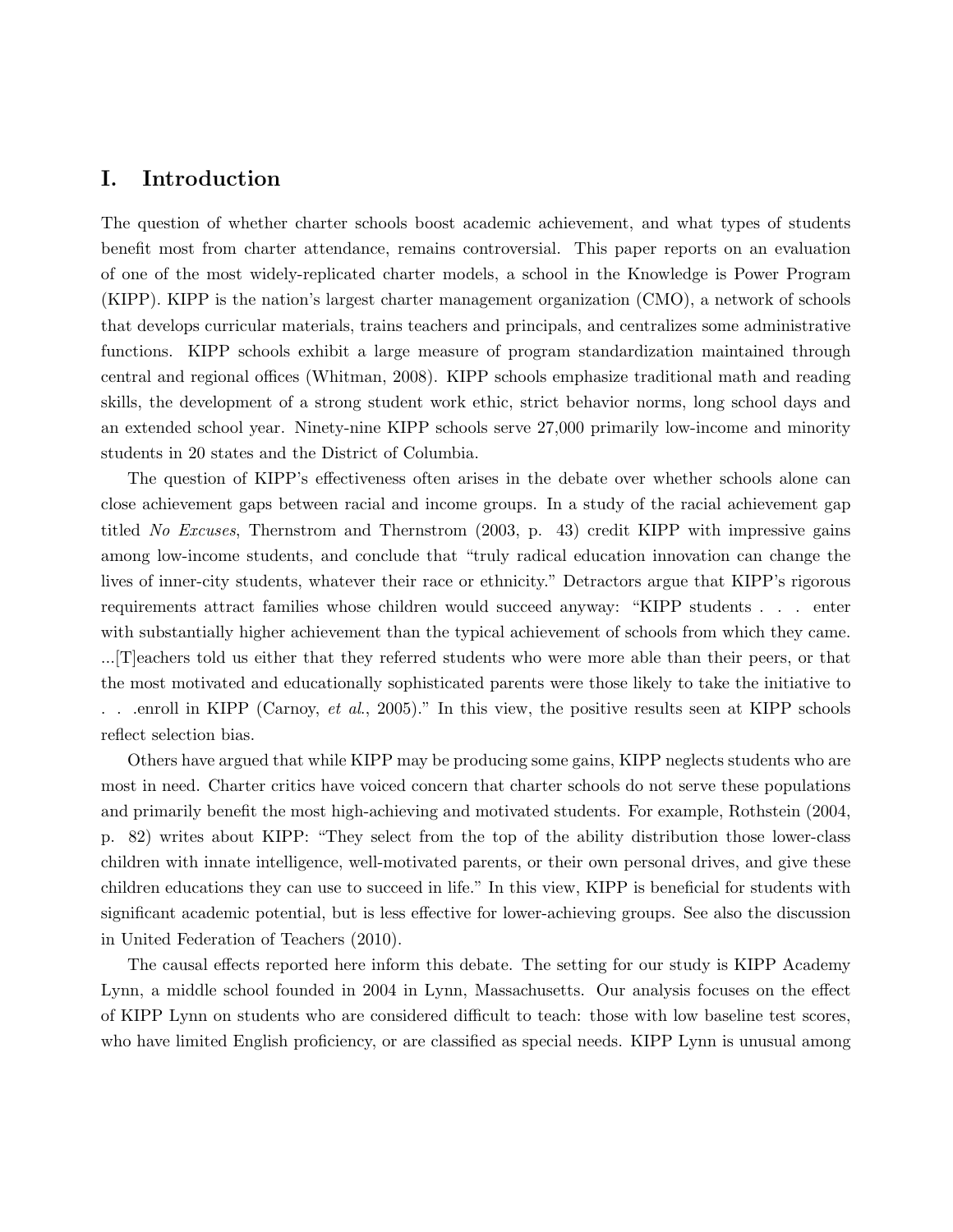# I. Introduction

The question of whether charter schools boost academic achievement, and what types of students benefit most from charter attendance, remains controversial. This paper reports on an evaluation of one of the most widely-replicated charter models, a school in the Knowledge is Power Program (KIPP). KIPP is the nation's largest charter management organization (CMO), a network of schools that develops curricular materials, trains teachers and principals, and centralizes some administrative functions. KIPP schools exhibit a large measure of program standardization maintained through central and regional offices (Whitman, 2008). KIPP schools emphasize traditional math and reading skills, the development of a strong student work ethic, strict behavior norms, long school days and an extended school year. Ninety-nine KIPP schools serve 27,000 primarily low-income and minority students in 20 states and the District of Columbia.

The question of KIPP's effectiveness often arises in the debate over whether schools alone can close achievement gaps between racial and income groups. In a study of the racial achievement gap titled *No Excuses*, Thernstrom and Thernstrom (2003, p. 43) credit KIPP with impressive gains among low-income students, and conclude that "truly radical education innovation can change the lives of inner-city students, whatever their race or ethnicity." Detractors argue that KIPP's rigorous requirements attract families whose children would succeed anyway: "KIPP students . . . enter with substantially higher achievement than the typical achievement of schools from which they came. ...[T]eachers told us either that they referred students who were more able than their peers, or that the most motivated and educationally sophisticated parents were those likely to take the initiative to . . .enroll in KIPP (Carnoy, *et al.*, 2005)." In this view, the positive results seen at KIPP schools reflect selection bias.

Others have argued that while KIPP may be producing some gains, KIPP neglects students who are most in need. Charter critics have voiced concern that charter schools do not serve these populations and primarily benefit the most high-achieving and motivated students. For example, Rothstein (2004, p. 82) writes about KIPP: "They select from the top of the ability distribution those lower-class children with innate intelligence, well-motivated parents, or their own personal drives, and give these children educations they can use to succeed in life." In this view, KIPP is beneficial for students with significant academic potential, but is less effective for lower-achieving groups. See also the discussion in United Federation of Teachers (2010).

The causal effects reported here inform this debate. The setting for our study is KIPP Academy Lynn, a middle school founded in 2004 in Lynn, Massachusetts. Our analysis focuses on the effect of KIPP Lynn on students who are considered difficult to teach: those with low baseline test scores, who have limited English proficiency, or are classified as special needs. KIPP Lynn is unusual among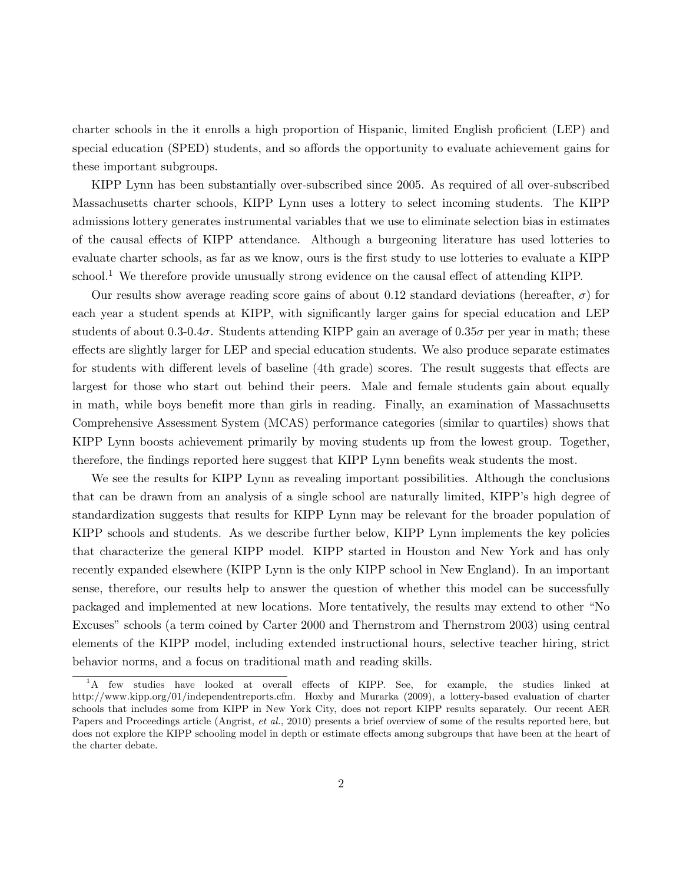charter schools in the it enrolls a high proportion of Hispanic, limited English proficient (LEP) and special education (SPED) students, and so affords the opportunity to evaluate achievement gains for these important subgroups.

KIPP Lynn has been substantially over-subscribed since 2005. As required of all over-subscribed Massachusetts charter schools, KIPP Lynn uses a lottery to select incoming students. The KIPP admissions lottery generates instrumental variables that we use to eliminate selection bias in estimates of the causal effects of KIPP attendance. Although a burgeoning literature has used lotteries to evaluate charter schools, as far as we know, ours is the first study to use lotteries to evaluate a KIPP school.[1] We therefore provide unusually strong evidence on the causal effect of attending KIPP.

Our results show average reading score gains of about 0.12 standard deviations (hereafter, $\sigma$) for each year a student spends at KIPP, with significantly larger gains for special education and LEP students of about 0.3-0.4$\sigma$. Students attending KIPP gain an average of 0.35$\sigma$ per year in math; these effects are slightly larger for LEP and special education students. We also produce separate estimates for students with different levels of baseline (4th grade) scores. The result suggests that effects are largest for those who start out behind their peers. Male and female students gain about equally in math, while boys benefit more than girls in reading. Finally, an examination of Massachusetts Comprehensive Assessment System (MCAS) performance categories (similar to quartiles) shows that KIPP Lynn boosts achievement primarily by moving students up from the lowest group. Together, therefore, the findings reported here suggest that KIPP Lynn benefits weak students the most.

We see the results for KIPP Lynn as revealing important possibilities. Although the conclusions that can be drawn from an analysis of a single school are naturally limited, KIPP's high degree of standardization suggests that results for KIPP Lynn may be relevant for the broader population of KIPP schools and students. As we describe further below, KIPP Lynn implements the key policies that characterize the general KIPP model. KIPP started in Houston and New York and has only recently expanded elsewhere (KIPP Lynn is the only KIPP school in New England). In an important sense, therefore, our results help to answer the question of whether this model can be successfully packaged and implemented at new locations. More tentatively, the results may extend to other "No Excuses" schools (a term coined by Carter 2000 and Thernstrom and Thernstrom 2003) using central elements of the KIPP model, including extended instructional hours, selective teacher hiring, strict behavior norms, and a focus on traditional math and reading skills.

[1] A few studies have looked at overall effects of KIPP. See, for example, the studies linked at http://www.kipp.org/01/independentreports.cfm. Hoxby and Murarka (2009), a lottery-based evaluation of charter schools that includes some from KIPP in New York City, does not report KIPP results separately. Our recent AER Papers and Proceedings article (Angrist, *et al.*, 2010) presents a brief overview of some of the results reported here, but does not explore the KIPP schooling model in depth or estimate effects among subgroups that have been at the heart of the charter debate.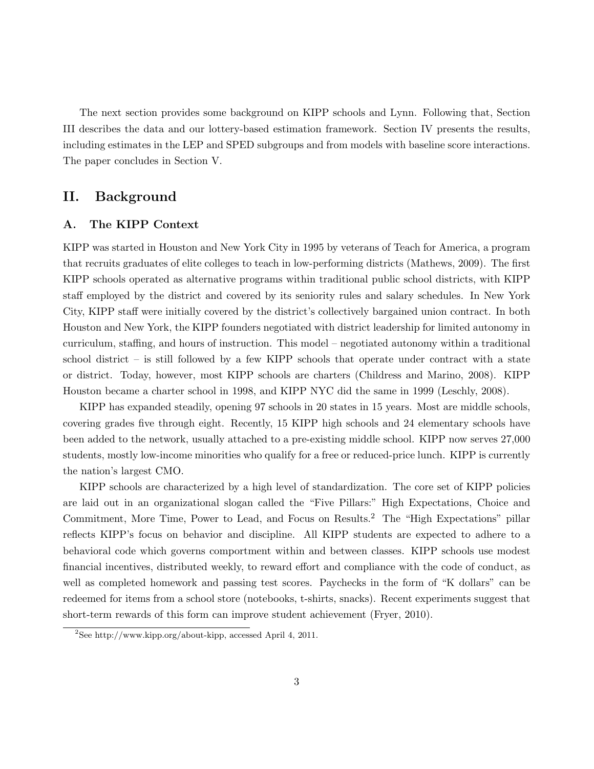The next section provides some background on KIPP schools and Lynn. Following that, Section III describes the data and our lottery-based estimation framework. Section IV presents the results, including estimates in the LEP and SPED subgroups and from models with baseline score interactions. The paper concludes in Section V.

## II. Background

### A. The KIPP Context

KIPP was started in Houston and New York City in 1995 by veterans of Teach for America, a program that recruits graduates of elite colleges to teach in low-performing districts (Mathews, 2009). The first KIPP schools operated as alternative programs within traditional public school districts, with KIPP staff employed by the district and covered by its seniority rules and salary schedules. In New York City, KIPP staff were initially covered by the district's collectively bargained union contract. In both Houston and New York, the KIPP founders negotiated with district leadership for limited autonomy in curriculum, staffing, and hours of instruction. This model – negotiated autonomy within a traditional school district – is still followed by a few KIPP schools that operate under contract with a state or district. Today, however, most KIPP schools are charters (Childress and Marino, 2008). KIPP Houston became a charter school in 1998, and KIPP NYC did the same in 1999 (Leschly, 2008).

KIPP has expanded steadily, opening 97 schools in 20 states in 15 years. Most are middle schools, covering grades five through eight. Recently, 15 KIPP high schools and 24 elementary schools have been added to the network, usually attached to a pre-existing middle school. KIPP now serves 27,000 students, mostly low-income minorities who qualify for a free or reduced-price lunch. KIPP is currently the nation's largest CMO.

KIPP schools are characterized by a high level of standardization. The core set of KIPP policies are laid out in an organizational slogan called the "Five Pillars:" High Expectations, Choice and Commitment, More Time, Power to Lead, and Focus on Results.[2] The "High Expectations" pillar reflects KIPP's focus on behavior and discipline. All KIPP students are expected to adhere to a behavioral code which governs comportment within and between classes. KIPP schools use modest financial incentives, distributed weekly, to reward effort and compliance with the code of conduct, as well as completed homework and passing test scores. Paychecks in the form of "K dollars" can be redeemed for items from a school store (notebooks, t-shirts, snacks). Recent experiments suggest that short-term rewards of this form can improve student achievement (Fryer, 2010).

[2] See http://www.kipp.org/about-kipp, accessed April 4, 2011.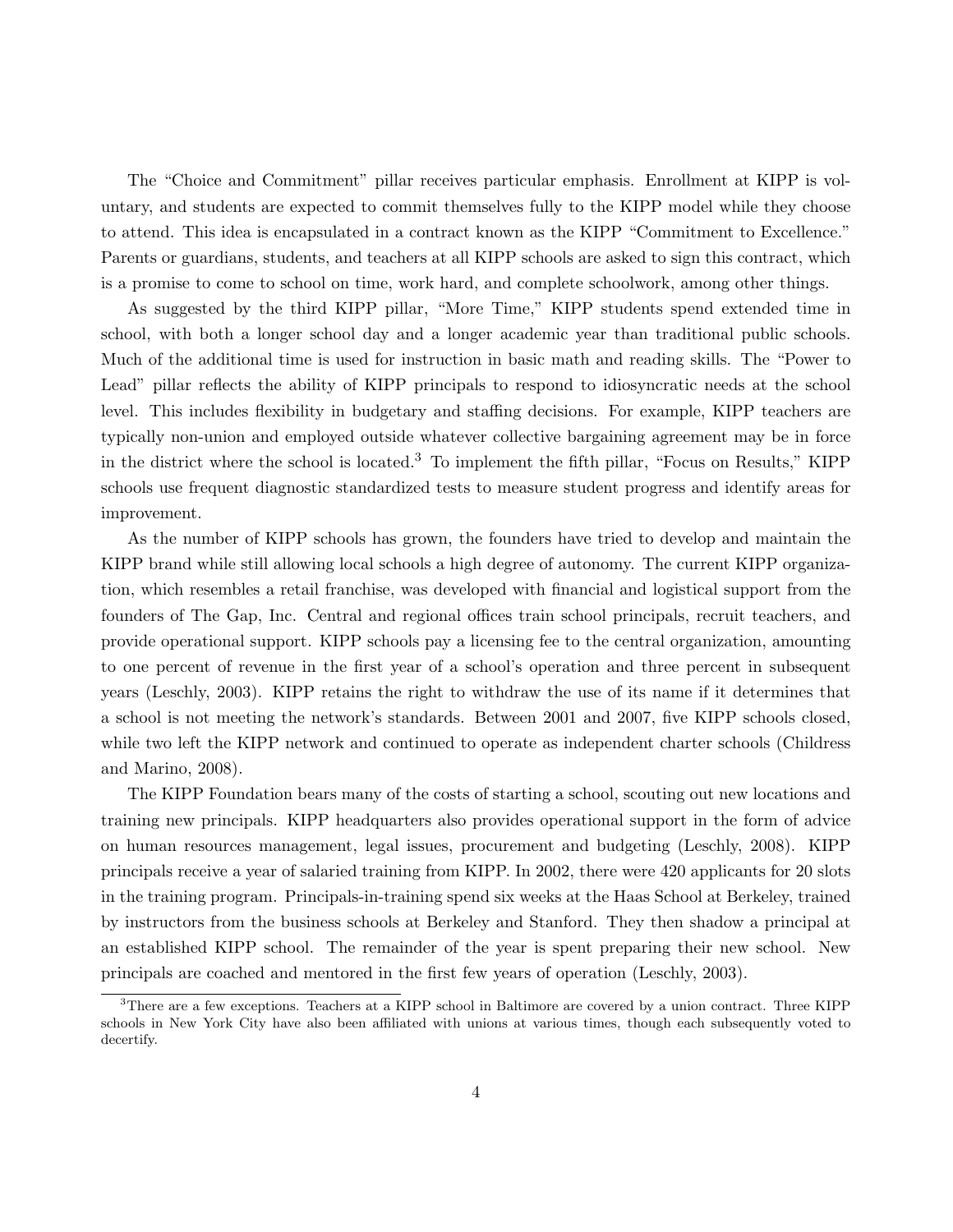The "Choice and Commitment" pillar receives particular emphasis. Enrollment at KIPP is voluntary, and students are expected to commit themselves fully to the KIPP model while they choose to attend. This idea is encapsulated in a contract known as the KIPP "Commitment to Excellence." Parents or guardians, students, and teachers at all KIPP schools are asked to sign this contract, which is a promise to come to school on time, work hard, and complete schoolwork, among other things.

As suggested by the third KIPP pillar, "More Time," KIPP students spend extended time in school, with both a longer school day and a longer academic year than traditional public schools. Much of the additional time is used for instruction in basic math and reading skills. The "Power to Lead" pillar reflects the ability of KIPP principals to respond to idiosyncratic needs at the school level. This includes flexibility in budgetary and staffing decisions. For example, KIPP teachers are typically non-union and employed outside whatever collective bargaining agreement may be in force in the district where the school is located.[3] To implement the fifth pillar, "Focus on Results," KIPP schools use frequent diagnostic standardized tests to measure student progress and identify areas for improvement.

As the number of KIPP schools has grown, the founders have tried to develop and maintain the KIPP brand while still allowing local schools a high degree of autonomy. The current KIPP organization, which resembles a retail franchise, was developed with financial and logistical support from the founders of The Gap, Inc. Central and regional offices train school principals, recruit teachers, and provide operational support. KIPP schools pay a licensing fee to the central organization, amounting to one percent of revenue in the first year of a school's operation and three percent in subsequent years (Leschly, 2003). KIPP retains the right to withdraw the use of its name if it determines that a school is not meeting the network's standards. Between 2001 and 2007, five KIPP schools closed, while two left the KIPP network and continued to operate as independent charter schools (Childress and Marino, 2008).

The KIPP Foundation bears many of the costs of starting a school, scouting out new locations and training new principals. KIPP headquarters also provides operational support in the form of advice on human resources management, legal issues, procurement and budgeting (Leschly, 2008). KIPP principals receive a year of salaried training from KIPP. In 2002, there were 420 applicants for 20 slots in the training program. Principals-in-training spend six weeks at the Haas School at Berkeley, trained by instructors from the business schools at Berkeley and Stanford. They then shadow a principal at an established KIPP school. The remainder of the year is spent preparing their new school. New principals are coached and mentored in the first few years of operation (Leschly, 2003).

[3] There are a few exceptions. Teachers at a KIPP school in Baltimore are covered by a union contract. Three KIPP schools in New York City have also been affiliated with unions at various times, though each subsequently voted to decertify.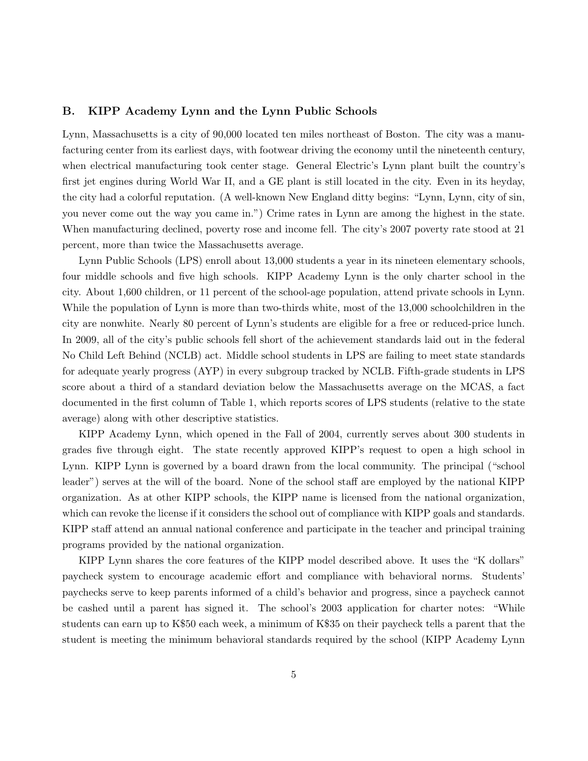## B. KIPP Academy Lynn and the Lynn Public Schools

Lynn, Massachusetts is a city of 90,000 located ten miles northeast of Boston. The city was a manufacturing center from its earliest days, with footwear driving the economy until the nineteenth century, when electrical manufacturing took center stage. General Electric's Lynn plant built the country's first jet engines during World War II, and a GE plant is still located in the city. Even in its heyday, the city had a colorful reputation. (A well-known New England ditty begins: "Lynn, Lynn, city of sin, you never come out the way you came in.") Crime rates in Lynn are among the highest in the state. When manufacturing declined, poverty rose and income fell. The city's 2007 poverty rate stood at 21 percent, more than twice the Massachusetts average.

Lynn Public Schools (LPS) enroll about 13,000 students a year in its nineteen elementary schools, four middle schools and five high schools. KIPP Academy Lynn is the only charter school in the city. About 1,600 children, or 11 percent of the school-age population, attend private schools in Lynn. While the population of Lynn is more than two-thirds white, most of the 13,000 schoolchildren in the city are nonwhite. Nearly 80 percent of Lynn's students are eligible for a free or reduced-price lunch. In 2009, all of the city's public schools fell short of the achievement standards laid out in the federal No Child Left Behind (NCLB) act. Middle school students in LPS are failing to meet state standards for adequate yearly progress (AYP) in every subgroup tracked by NCLB. Fifth-grade students in LPS score about a third of a standard deviation below the Massachusetts average on the MCAS, a fact documented in the first column of Table 1, which reports scores of LPS students (relative to the state average) along with other descriptive statistics.

KIPP Academy Lynn, which opened in the Fall of 2004, currently serves about 300 students in grades five through eight. The state recently approved KIPP's request to open a high school in Lynn. KIPP Lynn is governed by a board drawn from the local community. The principal ("school leader") serves at the will of the board. None of the school staff are employed by the national KIPP organization. As at other KIPP schools, the KIPP name is licensed from the national organization, which can revoke the license if it considers the school out of compliance with KIPP goals and standards. KIPP staff attend an annual national conference and participate in the teacher and principal training programs provided by the national organization.

KIPP Lynn shares the core features of the KIPP model described above. It uses the "K dollars" paycheck system to encourage academic effort and compliance with behavioral norms. Students' paychecks serve to keep parents informed of a child's behavior and progress, since a paycheck cannot be cashed until a parent has signed it. The school's 2003 application for charter notes: "While students can earn up to K$50 each week, a minimum of K$35 on their paycheck tells a parent that the student is meeting the minimum behavioral standards required by the school (KIPP Academy Lynn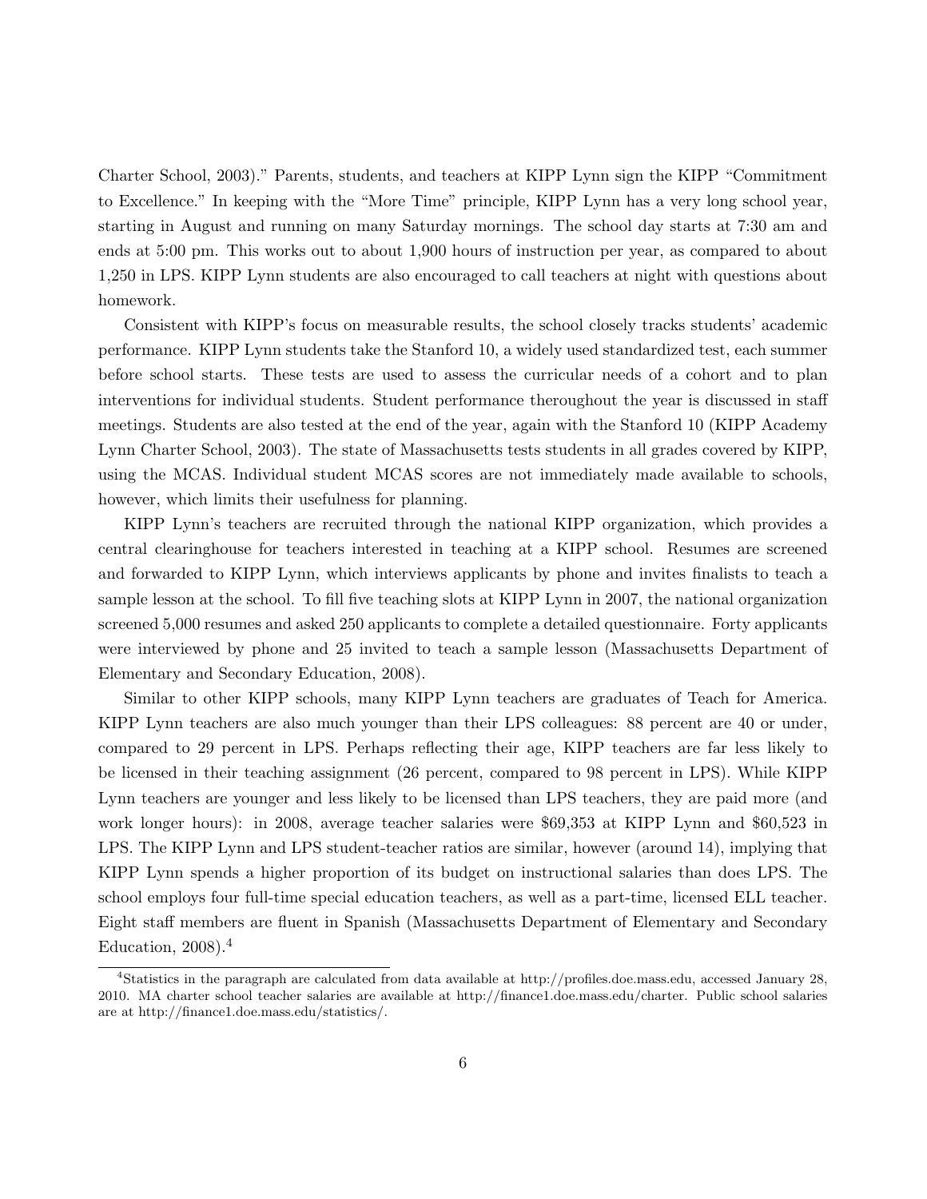Charter School, 2003)." Parents, students, and teachers at KIPP Lynn sign the KIPP "Commitment to Excellence." In keeping with the "More Time" principle, KIPP Lynn has a very long school year, starting in August and running on many Saturday mornings. The school day starts at 7:30 am and ends at 5:00 pm. This works out to about 1,900 hours of instruction per year, as compared to about 1,250 in LPS. KIPP Lynn students are also encouraged to call teachers at night with questions about homework.

Consistent with KIPP's focus on measurable results, the school closely tracks students' academic performance. KIPP Lynn students take the Stanford 10, a widely used standardized test, each summer before school starts. These tests are used to assess the curricular needs of a cohort and to plan interventions for individual students. Student performance theroughout the year is discussed in staff meetings. Students are also tested at the end of the year, again with the Stanford 10 (KIPP Academy Lynn Charter School, 2003). The state of Massachusetts tests students in all grades covered by KIPP, using the MCAS. Individual student MCAS scores are not immediately made available to schools, however, which limits their usefulness for planning.

KIPP Lynn's teachers are recruited through the national KIPP organization, which provides a central clearinghouse for teachers interested in teaching at a KIPP school. Resumes are screened and forwarded to KIPP Lynn, which interviews applicants by phone and invites finalists to teach a sample lesson at the school. To fill five teaching slots at KIPP Lynn in 2007, the national organization screened 5,000 resumes and asked 250 applicants to complete a detailed questionnaire. Forty applicants were interviewed by phone and 25 invited to teach a sample lesson (Massachusetts Department of Elementary and Secondary Education, 2008).

Similar to other KIPP schools, many KIPP Lynn teachers are graduates of Teach for America. KIPP Lynn teachers are also much younger than their LPS colleagues: 88 percent are 40 or under, compared to 29 percent in LPS. Perhaps reflecting their age, KIPP teachers are far less likely to be licensed in their teaching assignment (26 percent, compared to 98 percent in LPS). While KIPP Lynn teachers are younger and less likely to be licensed than LPS teachers, they are paid more (and work longer hours): in 2008, average teacher salaries were $69,353 at KIPP Lynn and $60,523 in LPS. The KIPP Lynn and LPS student-teacher ratios are similar, however (around 14), implying that KIPP Lynn spends a higher proportion of its budget on instructional salaries than does LPS. The school employs four full-time special education teachers, as well as a part-time, licensed ELL teacher. Eight staff members are fluent in Spanish (Massachusetts Department of Elementary and Secondary Education, 2008).[4]

[4] Statistics in the paragraph are calculated from data available at http://profiles.doe.mass.edu, accessed January 28, 2010. MA charter school teacher salaries are available at http://finance1.doe.mass.edu/charter. Public school salaries are at http://finance1.doe.mass.edu/statistics/.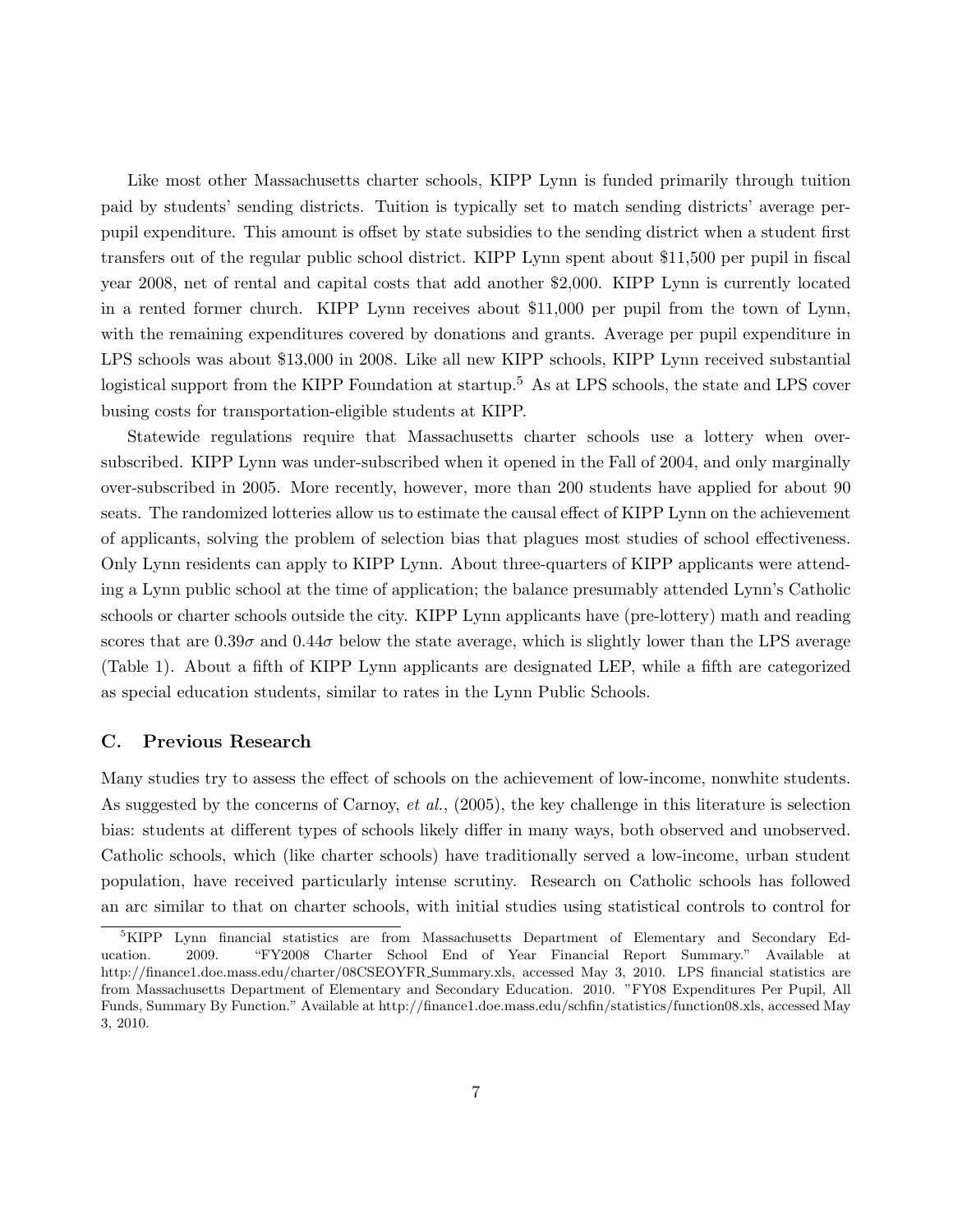Like most other Massachusetts charter schools, KIPP Lynn is funded primarily through tuition paid by students' sending districts. Tuition is typically set to match sending districts' average per-pupil expenditure. This amount is offset by state subsidies to the sending district when a student first transfers out of the regular public school district. KIPP Lynn spent about \$11,500 per pupil in fiscal year 2008, net of rental and capital costs that add another \$2,000. KIPP Lynn is currently located in a rented former church. KIPP Lynn receives about \$11,000 per pupil from the town of Lynn, with the remaining expenditures covered by donations and grants. Average per pupil expenditure in LPS schools was about \$13,000 in 2008. Like all new KIPP schools, KIPP Lynn received substantial logistical support from the KIPP Foundation at startup.[5] As at LPS schools, the state and LPS cover busing costs for transportation-eligible students at KIPP.

Statewide regulations require that Massachusetts charter schools use a lottery when over-subscribed. KIPP Lynn was under-subscribed when it opened in the Fall of 2004, and only marginally over-subscribed in 2005. More recently, however, more than 200 students have applied for about 90 seats. The randomized lotteries allow us to estimate the causal effect of KIPP Lynn on the achievement of applicants, solving the problem of selection bias that plagues most studies of school effectiveness. Only Lynn residents can apply to KIPP Lynn. About three-quarters of KIPP applicants were attending a Lynn public school at the time of application; the balance presumably attended Lynn's Catholic schools or charter schools outside the city. KIPP Lynn applicants have (pre-lottery) math and reading scores that are $0.39\sigma$ and $0.44\sigma$ below the state average, which is slightly lower than the LPS average (Table 1). About a fifth of KIPP Lynn applicants are designated LEP, while a fifth are categorized as special education students, similar to rates in the Lynn Public Schools.

### C. Previous Research

Many studies try to assess the effect of schools on the achievement of low-income, nonwhite students. As suggested by the concerns of Carnoy, *et al.*, (2005), the key challenge in this literature is selection bias: students at different types of schools likely differ in many ways, both observed and unobserved. Catholic schools, which (like charter schools) have traditionally served a low-income, urban student population, have received particularly intense scrutiny. Research on Catholic schools has followed an arc similar to that on charter schools, with initial studies using statistical controls to control for

[5] KIPP Lynn financial statistics are from Massachusetts Department of Elementary and Secondary Education. 2009. "FY2008 Charter School End of Year Financial Report Summary." Available at http://finance1.doe.mass.edu/charter/08CSEOYFR_Summary.xls, accessed May 3, 2010. LPS financial statistics are from Massachusetts Department of Elementary and Secondary Education. 2010. "FY08 Expenditures Per Pupil, All Funds, Summary By Function." Available at http://finance1.doe.mass.edu/schfin/statistics/function08.xls, accessed May 3, 2010.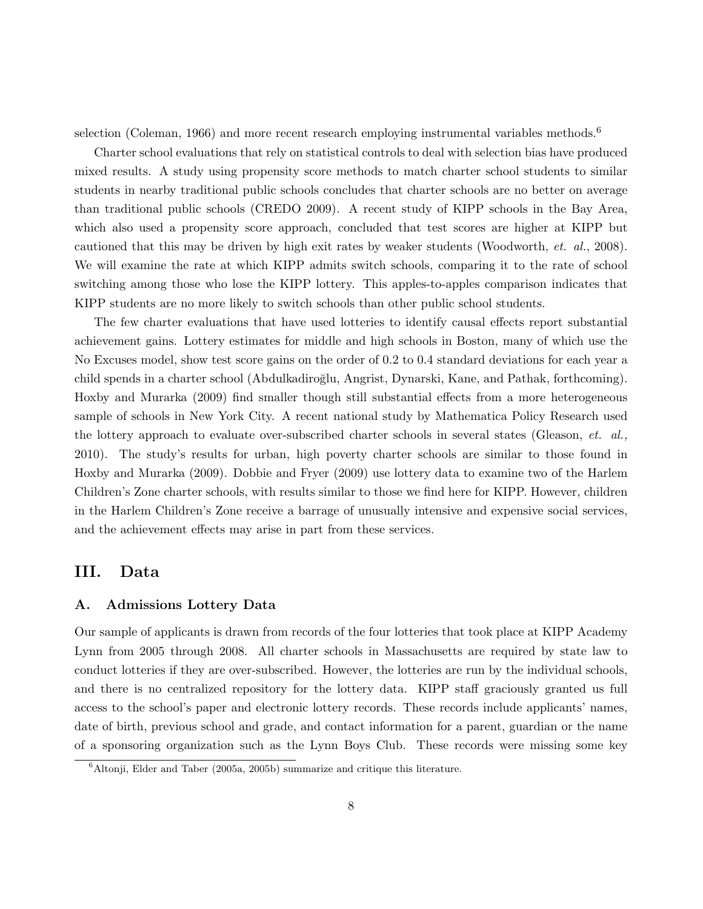selection (Coleman, 1966) and more recent research employing instrumental variables methods.[6]

Charter school evaluations that rely on statistical controls to deal with selection bias have produced mixed results. A study using propensity score methods to match charter school students to similar students in nearby traditional public schools concludes that charter schools are no better on average than traditional public schools (CREDO 2009). A recent study of KIPP schools in the Bay Area, which also used a propensity score approach, concluded that test scores are higher at KIPP but cautioned that this may be driven by high exit rates by weaker students (Woodworth, *et. al.*, 2008). We will examine the rate at which KIPP admits switch schools, comparing it to the rate of school switching among those who lose the KIPP lottery. This apples-to-apples comparison indicates that KIPP students are no more likely to switch schools than other public school students.

The few charter evaluations that have used lotteries to identify causal effects report substantial achievement gains. Lottery estimates for middle and high schools in Boston, many of which use the No Excuses model, show test score gains on the order of 0.2 to 0.4 standard deviations for each year a child spends in a charter school (Abdulkadiroğlu, Angrist, Dynarski, Kane, and Pathak, forthcoming). Hoxby and Murarka (2009) find smaller though still substantial effects from a more heterogeneous sample of schools in New York City. A recent national study by Mathematica Policy Research used the lottery approach to evaluate over-subscribed charter schools in several states (Gleason, *et. al.,* 2010). The study's results for urban, high poverty charter schools are similar to those found in Hoxby and Murarka (2009). Dobbie and Fryer (2009) use lottery data to examine two of the Harlem Children's Zone charter schools, with results similar to those we find here for KIPP. However, children in the Harlem Children's Zone receive a barrage of unusually intensive and expensive social services, and the achievement effects may arise in part from these services.

## III. Data

### A. Admissions Lottery Data

Our sample of applicants is drawn from records of the four lotteries that took place at KIPP Academy Lynn from 2005 through 2008. All charter schools in Massachusetts are required by state law to conduct lotteries if they are over-subscribed. However, the lotteries are run by the individual schools, and there is no centralized repository for the lottery data. KIPP staff graciously granted us full access to the school's paper and electronic lottery records. These records include applicants' names, date of birth, previous school and grade, and contact information for a parent, guardian or the name of a sponsoring organization such as the Lynn Boys Club. These records were missing some key

[6] Altonji, Elder and Taber (2005a, 2005b) summarize and critique this literature.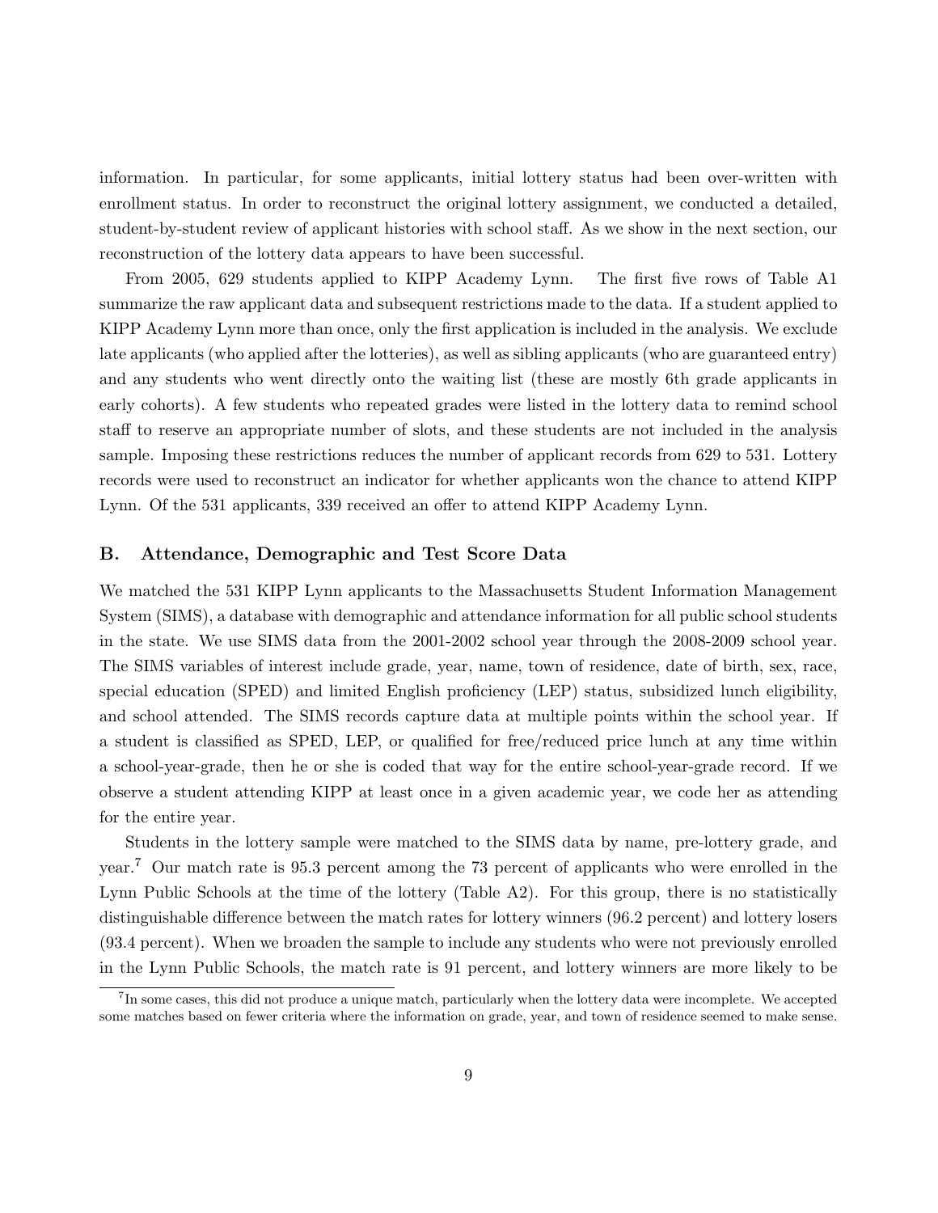information. In particular, for some applicants, initial lottery status had been over-written with enrollment status. In order to reconstruct the original lottery assignment, we conducted a detailed, student-by-student review of applicant histories with school staff. As we show in the next section, our reconstruction of the lottery data appears to have been successful.

From 2005, 629 students applied to KIPP Academy Lynn. The first five rows of Table A1 summarize the raw applicant data and subsequent restrictions made to the data. If a student applied to KIPP Academy Lynn more than once, only the first application is included in the analysis. We exclude late applicants (who applied after the lotteries), as well as sibling applicants (who are guaranteed entry) and any students who went directly onto the waiting list (these are mostly 6th grade applicants in early cohorts). A few students who repeated grades were listed in the lottery data to remind school staff to reserve an appropriate number of slots, and these students are not included in the analysis sample. Imposing these restrictions reduces the number of applicant records from 629 to 531. Lottery records were used to reconstruct an indicator for whether applicants won the chance to attend KIPP Lynn. Of the 531 applicants, 339 received an offer to attend KIPP Academy Lynn.

### B. Attendance, Demographic and Test Score Data

We matched the 531 KIPP Lynn applicants to the Massachusetts Student Information Management System (SIMS), a database with demographic and attendance information for all public school students in the state. We use SIMS data from the 2001-2002 school year through the 2008-2009 school year. The SIMS variables of interest include grade, year, name, town of residence, date of birth, sex, race, special education (SPED) and limited English proficiency (LEP) status, subsidized lunch eligibility, and school attended. The SIMS records capture data at multiple points within the school year. If a student is classified as SPED, LEP, or qualified for free/reduced price lunch at any time within a school-year-grade, then he or she is coded that way for the entire school-year-grade record. If we observe a student attending KIPP at least once in a given academic year, we code her as attending for the entire year.

Students in the lottery sample were matched to the SIMS data by name, pre-lottery grade, and year.[7] Our match rate is 95.3 percent among the 73 percent of applicants who were enrolled in the Lynn Public Schools at the time of the lottery (Table A2). For this group, there is no statistically distinguishable difference between the match rates for lottery winners (96.2 percent) and lottery losers (93.4 percent). When we broaden the sample to include any students who were not previously enrolled in the Lynn Public Schools, the match rate is 91 percent, and lottery winners are more likely to be

[7] In some cases, this did not produce a unique match, particularly when the lottery data were incomplete. We accepted some matches based on fewer criteria where the information on grade, year, and town of residence seemed to make sense.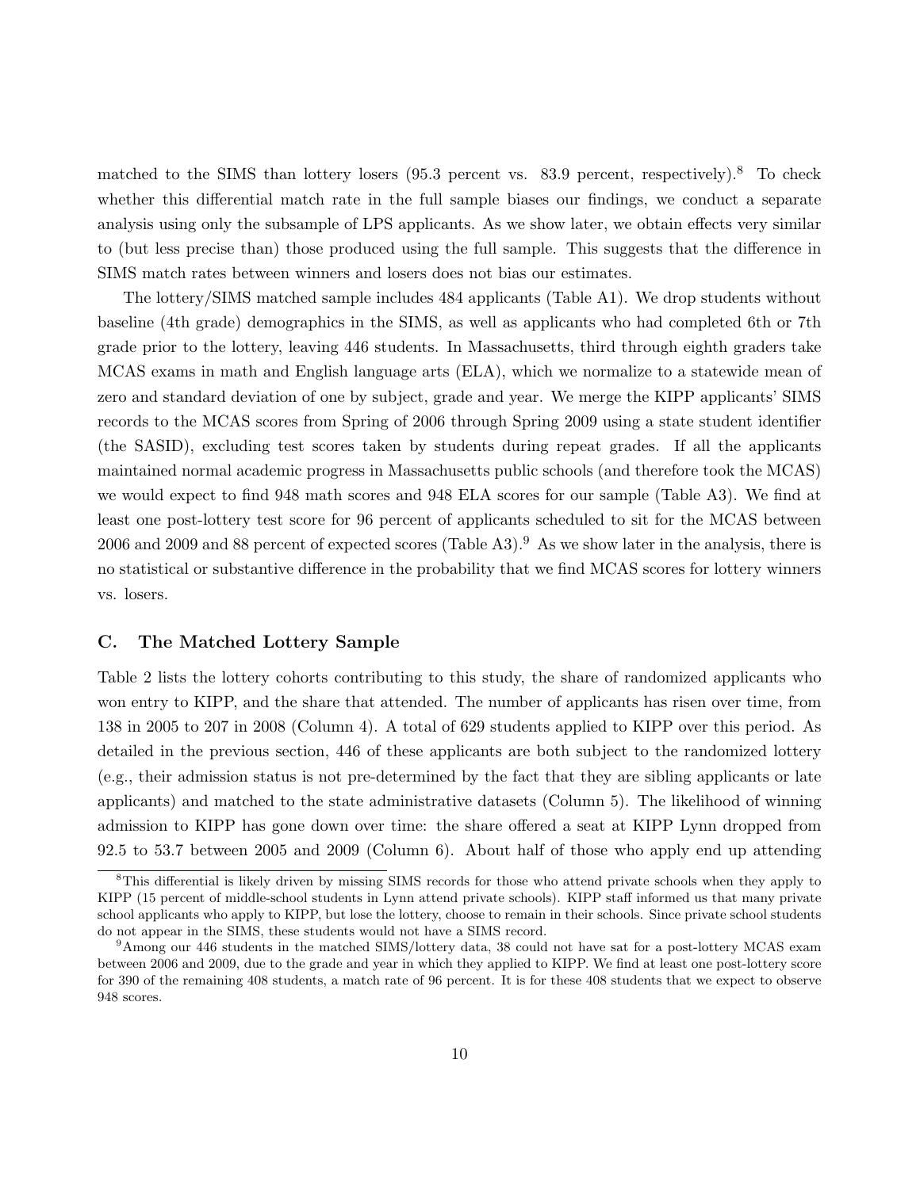matched to the SIMS than lottery losers (95.3 percent vs. 83.9 percent, respectively).[8] To check whether this differential match rate in the full sample biases our findings, we conduct a separate analysis using only the subsample of LPS applicants. As we show later, we obtain effects very similar to (but less precise than) those produced using the full sample. This suggests that the difference in SIMS match rates between winners and losers does not bias our estimates.

The lottery/SIMS matched sample includes 484 applicants (Table A1). We drop students without baseline (4th grade) demographics in the SIMS, as well as applicants who had completed 6th or 7th grade prior to the lottery, leaving 446 students. In Massachusetts, third through eighth graders take MCAS exams in math and English language arts (ELA), which we normalize to a statewide mean of zero and standard deviation of one by subject, grade and year. We merge the KIPP applicants' SIMS records to the MCAS scores from Spring of 2006 through Spring 2009 using a state student identifier (the SASID), excluding test scores taken by students during repeat grades. If all the applicants maintained normal academic progress in Massachusetts public schools (and therefore took the MCAS) we would expect to find 948 math scores and 948 ELA scores for our sample (Table A3). We find at least one post-lottery test score for 96 percent of applicants scheduled to sit for the MCAS between 2006 and 2009 and 88 percent of expected scores (Table A3).[9] As we show later in the analysis, there is no statistical or substantive difference in the probability that we find MCAS scores for lottery winners vs. losers.

### C. The Matched Lottery Sample

Table 2 lists the lottery cohorts contributing to this study, the share of randomized applicants who won entry to KIPP, and the share that attended. The number of applicants has risen over time, from 138 in 2005 to 207 in 2008 (Column 4). A total of 629 students applied to KIPP over this period. As detailed in the previous section, 446 of these applicants are both subject to the randomized lottery (e.g., their admission status is not pre-determined by the fact that they are sibling applicants or late applicants) and matched to the state administrative datasets (Column 5). The likelihood of winning admission to KIPP has gone down over time: the share offered a seat at KIPP Lynn dropped from 92.5 to 53.7 between 2005 and 2009 (Column 6). About half of those who apply end up attending

[8] This differential is likely driven by missing SIMS records for those who attend private schools when they apply to KIPP (15 percent of middle-school students in Lynn attend private schools). KIPP staff informed us that many private school applicants who apply to KIPP, but lose the lottery, choose to remain in their schools. Since private school students do not appear in the SIMS, these students would not have a SIMS record.

[9] Among our 446 students in the matched SIMS/lottery data, 38 could not have sat for a post-lottery MCAS exam between 2006 and 2009, due to the grade and year in which they applied to KIPP. We find at least one post-lottery score for 390 of the remaining 408 students, a match rate of 96 percent. It is for these 408 students that we expect to observe 948 scores.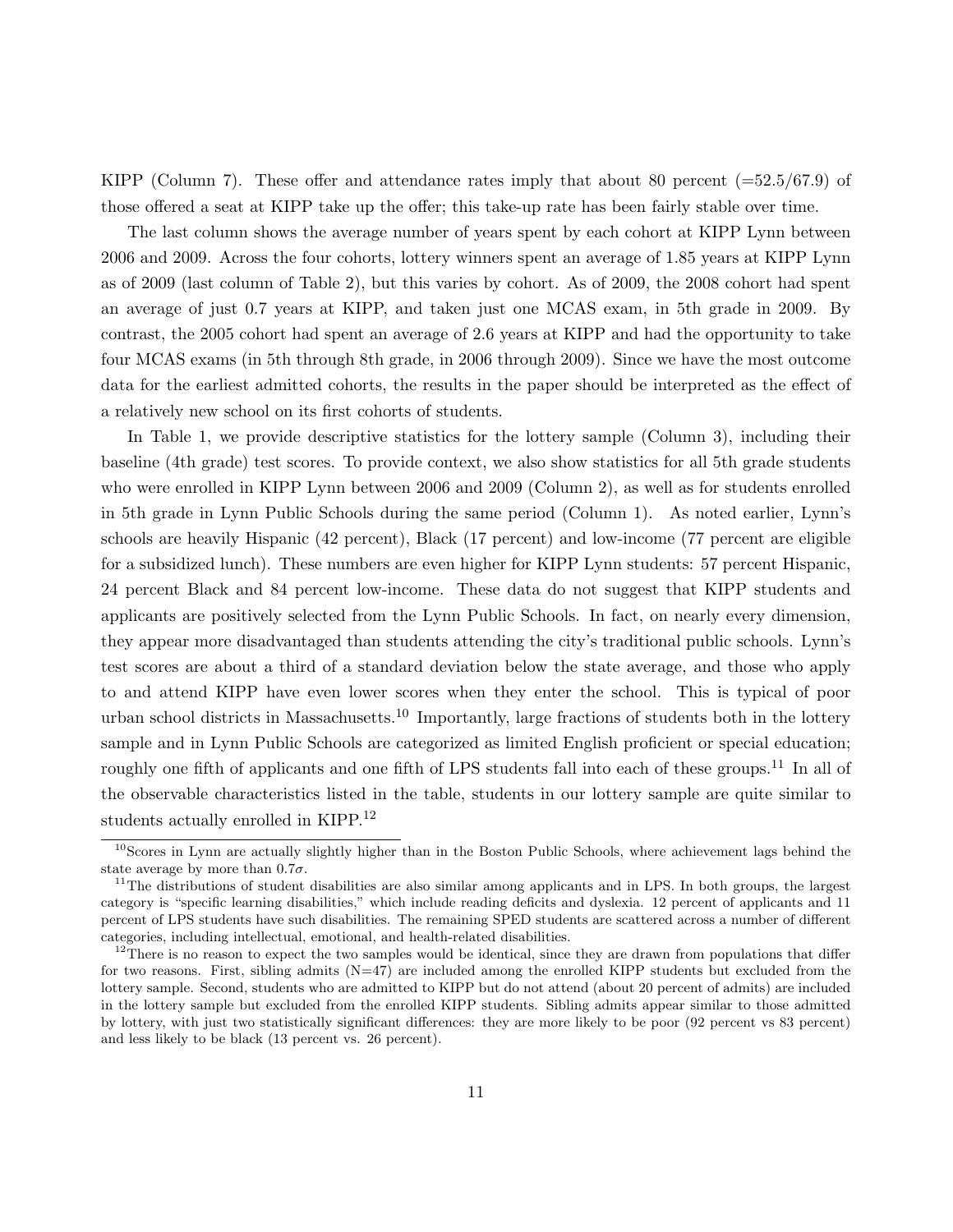KIPP (Column 7). These offer and attendance rates imply that about 80 percent (=52.5/67.9) of those offered a seat at KIPP take up the offer; this take-up rate has been fairly stable over time.

The last column shows the average number of years spent by each cohort at KIPP Lynn between 2006 and 2009. Across the four cohorts, lottery winners spent an average of 1.85 years at KIPP Lynn as of 2009 (last column of Table 2), but this varies by cohort. As of 2009, the 2008 cohort had spent an average of just 0.7 years at KIPP, and taken just one MCAS exam, in 5th grade in 2009. By contrast, the 2005 cohort had spent an average of 2.6 years at KIPP and had the opportunity to take four MCAS exams (in 5th through 8th grade, in 2006 through 2009). Since we have the most outcome data for the earliest admitted cohorts, the results in the paper should be interpreted as the effect of a relatively new school on its first cohorts of students.

In Table 1, we provide descriptive statistics for the lottery sample (Column 3), including their baseline (4th grade) test scores. To provide context, we also show statistics for all 5th grade students who were enrolled in KIPP Lynn between 2006 and 2009 (Column 2), as well as for students enrolled in 5th grade in Lynn Public Schools during the same period (Column 1). As noted earlier, Lynn's schools are heavily Hispanic (42 percent), Black (17 percent) and low-income (77 percent are eligible for a subsidized lunch). These numbers are even higher for KIPP Lynn students: 57 percent Hispanic, 24 percent Black and 84 percent low-income. These data do not suggest that KIPP students and applicants are positively selected from the Lynn Public Schools. In fact, on nearly every dimension, they appear more disadvantaged than students attending the city's traditional public schools. Lynn's test scores are about a third of a standard deviation below the state average, and those who apply to and attend KIPP have even lower scores when they enter the school. This is typical of poor urban school districts in Massachusetts.[10] Importantly, large fractions of students both in the lottery sample and in Lynn Public Schools are categorized as limited English proficient or special education; roughly one fifth of applicants and one fifth of LPS students fall into each of these groups.[11] In all of the observable characteristics listed in the table, students in our lottery sample are quite similar to students actually enrolled in KIPP.[12]

[10]Scores in Lynn are actually slightly higher than in the Boston Public Schools, where achievement lags behind the state average by more than $0.7\sigma$.

[11]The distributions of student disabilities are also similar among applicants and in LPS. In both groups, the largest category is "specific learning disabilities," which include reading deficits and dyslexia. 12 percent of applicants and 11 percent of LPS students have such disabilities. The remaining SPED students are scattered across a number of different categories, including intellectual, emotional, and health-related disabilities.

[12]There is no reason to expect the two samples would be identical, since they are drawn from populations that differ for two reasons. First, sibling admits (N=47) are included among the enrolled KIPP students but excluded from the lottery sample. Second, students who are admitted to KIPP but do not attend (about 20 percent of admits) are included in the lottery sample but excluded from the enrolled KIPP students. Sibling admits appear similar to those admitted by lottery, with just two statistically significant differences: they are more likely to be poor (92 percent vs 83 percent) and less likely to be black (13 percent vs. 26 percent).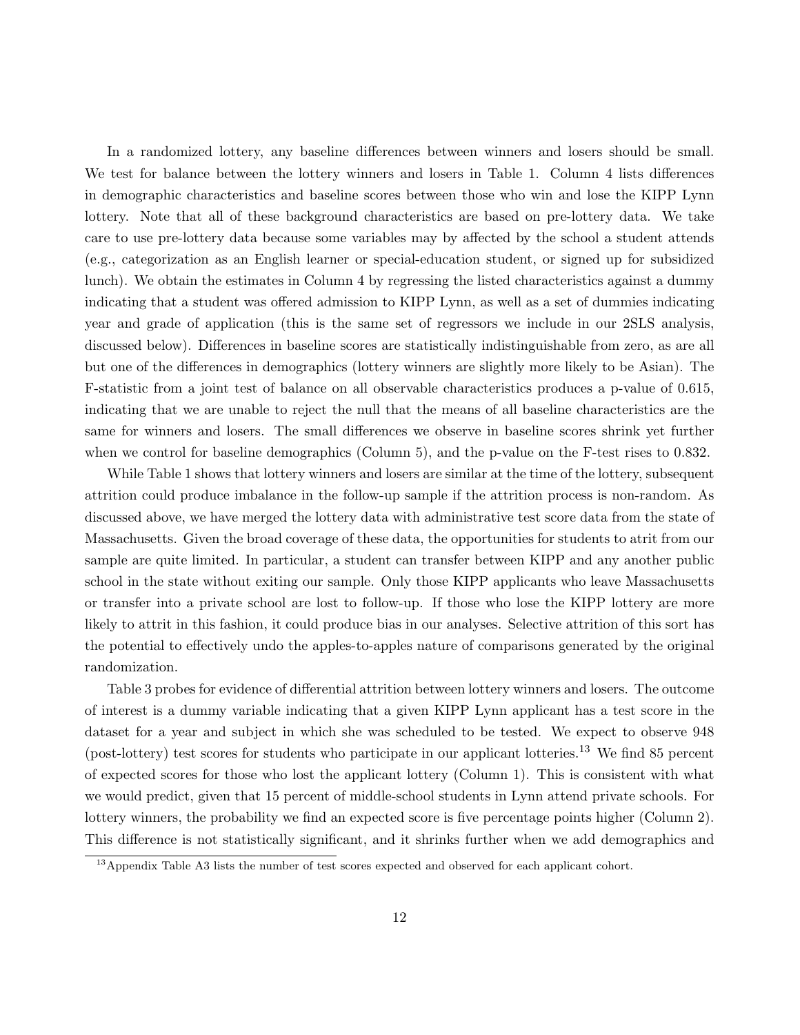In a randomized lottery, any baseline differences between winners and losers should be small. We test for balance between the lottery winners and losers in Table 1. Column 4 lists differences in demographic characteristics and baseline scores between those who win and lose the KIPP Lynn lottery. Note that all of these background characteristics are based on pre-lottery data. We take care to use pre-lottery data because some variables may by affected by the school a student attends (e.g., categorization as an English learner or special-education student, or signed up for subsidized lunch). We obtain the estimates in Column 4 by regressing the listed characteristics against a dummy indicating that a student was offered admission to KIPP Lynn, as well as a set of dummies indicating year and grade of application (this is the same set of regressors we include in our 2SLS analysis, discussed below). Differences in baseline scores are statistically indistinguishable from zero, as are all but one of the differences in demographics (lottery winners are slightly more likely to be Asian). The F-statistic from a joint test of balance on all observable characteristics produces a p-value of 0.615, indicating that we are unable to reject the null that the means of all baseline characteristics are the same for winners and losers. The small differences we observe in baseline scores shrink yet further when we control for baseline demographics (Column 5), and the p-value on the F-test rises to 0.832.

While Table 1 shows that lottery winners and losers are similar at the time of the lottery, subsequent attrition could produce imbalance in the follow-up sample if the attrition process is non-random. As discussed above, we have merged the lottery data with administrative test score data from the state of Massachusetts. Given the broad coverage of these data, the opportunities for students to atrit from our sample are quite limited. In particular, a student can transfer between KIPP and any another public school in the state without exiting our sample. Only those KIPP applicants who leave Massachusetts or transfer into a private school are lost to follow-up. If those who lose the KIPP lottery are more likely to attrit in this fashion, it could produce bias in our analyses. Selective attrition of this sort has the potential to effectively undo the apples-to-apples nature of comparisons generated by the original randomization.

Table 3 probes for evidence of differential attrition between lottery winners and losers. The outcome of interest is a dummy variable indicating that a given KIPP Lynn applicant has a test score in the dataset for a year and subject in which she was scheduled to be tested. We expect to observe 948 (post-lottery) test scores for students who participate in our applicant lotteries.[13] We find 85 percent of expected scores for those who lost the applicant lottery (Column 1). This is consistent with what we would predict, given that 15 percent of middle-school students in Lynn attend private schools. For lottery winners, the probability we find an expected score is five percentage points higher (Column 2). This difference is not statistically significant, and it shrinks further when we add demographics and

[13] Appendix Table A3 lists the number of test scores expected and observed for each applicant cohort.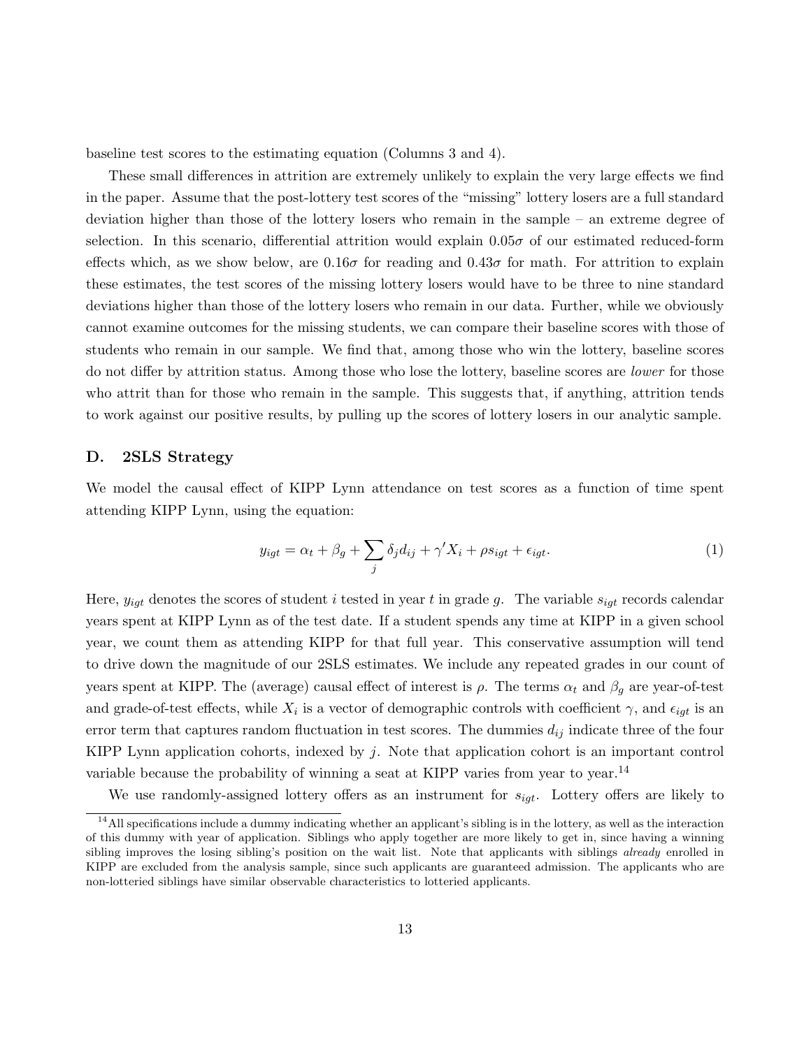baseline test scores to the estimating equation (Columns 3 and 4).

These small differences in attrition are extremely unlikely to explain the very large effects we find in the paper. Assume that the post-lottery test scores of the "missing" lottery losers are a full standard deviation higher than those of the lottery losers who remain in the sample – an extreme degree of selection. In this scenario, differential attrition would explain $0.05\sigma$ of our estimated reduced-form effects which, as we show below, are $0.16\sigma$ for reading and $0.43\sigma$ for math. For attrition to explain these estimates, the test scores of the missing lottery losers would have to be three to nine standard deviations higher than those of the lottery losers who remain in our data. Further, while we obviously cannot examine outcomes for the missing students, we can compare their baseline scores with those of students who remain in our sample. We find that, among those who win the lottery, baseline scores do not differ by attrition status. Among those who lose the lottery, baseline scores are *lower* for those who attrit than for those who remain in the sample. This suggests that, if anything, attrition tends to work against our positive results, by pulling up the scores of lottery losers in our analytic sample.

### D. 2SLS Strategy

We model the causal effect of KIPP Lynn attendance on test scores as a function of time spent attending KIPP Lynn, using the equation:

$$y_{igt} = \alpha_t + \beta_g + \sum_j \delta_j d_{ij} + \gamma' X_i + \rho s_{igt} + \epsilon_{igt}. \tag{1}$$

Here, $y_{igt}$ denotes the scores of student $i$ tested in year $t$ in grade $g$. The variable $s_{igt}$ records calendar years spent at KIPP Lynn as of the test date. If a student spends any time at KIPP in a given school year, we count them as attending KIPP for that full year. This conservative assumption will tend to drive down the magnitude of our 2SLS estimates. We include any repeated grades in our count of years spent at KIPP. The (average) causal effect of interest is $\rho$. The terms $\alpha_t$ and $\beta_g$ are year-of-test and grade-of-test effects, while $X_i$ is a vector of demographic controls with coefficient $\gamma$, and $\epsilon_{igt}$ is an error term that captures random fluctuation in test scores. The dummies $d_{ij}$ indicate three of the four KIPP Lynn application cohorts, indexed by $j$. Note that application cohort is an important control variable because the probability of winning a seat at KIPP varies from year to year.[14]

We use randomly-assigned lottery offers as an instrument for $s_{igt}$. Lottery offers are likely to

[14] All specifications include a dummy indicating whether an applicant's sibling is in the lottery, as well as the interaction of this dummy with year of application. Siblings who apply together are more likely to get in, since having a winning sibling improves the losing sibling's position on the wait list. Note that applicants with siblings *already* enrolled in KIPP are excluded from the analysis sample, since such applicants are guaranteed admission. The applicants who are non-lotteried siblings have similar observable characteristics to lotteried applicants.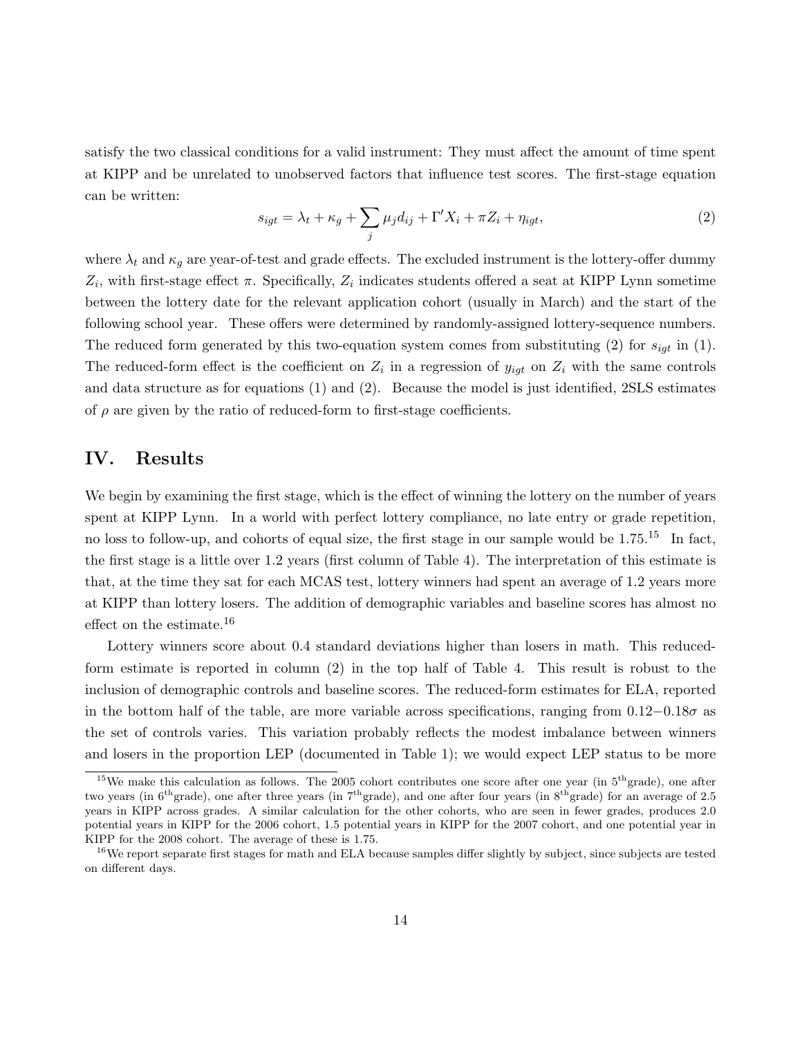satisfy the two classical conditions for a valid instrument: They must affect the amount of time spent at KIPP and be unrelated to unobserved factors that influence test scores. The first-stage equation can be written:

$$s_{igt} = \lambda_t + \kappa_g + \sum_j \mu_j d_{ij} + \Gamma' X_i + \pi Z_i + \eta_{igt}, \tag{2}$$

where $\lambda_t$ and $\kappa_g$ are year-of-test and grade effects. The excluded instrument is the lottery-offer dummy $Z_i$, with first-stage effect $\pi$. Specifically, $Z_i$ indicates students offered a seat at KIPP Lynn sometime between the lottery date for the relevant application cohort (usually in March) and the start of the following school year. These offers were determined by randomly-assigned lottery-sequence numbers. The reduced form generated by this two-equation system comes from substituting (2) for $s_{igt}$ in (1). The reduced-form effect is the coefficient on $Z_i$ in a regression of $y_{igt}$ on $Z_i$ with the same controls and data structure as for equations (1) and (2). Because the model is just identified, 2SLS estimates of $\rho$ are given by the ratio of reduced-form to first-stage coefficients.

## IV. Results

We begin by examining the first stage, which is the effect of winning the lottery on the number of years spent at KIPP Lynn. In a world with perfect lottery compliance, no late entry or grade repetition, no loss to follow-up, and cohorts of equal size, the first stage in our sample would be 1.75.[15] In fact, the first stage is a little over 1.2 years (first column of Table 4). The interpretation of this estimate is that, at the time they sat for each MCAS test, lottery winners had spent an average of 1.2 years more at KIPP than lottery losers. The addition of demographic variables and baseline scores has almost no effect on the estimate.[16]

Lottery winners score about 0.4 standard deviations higher than losers in math. This reduced-form estimate is reported in column (2) in the top half of Table 4. This result is robust to the inclusion of demographic controls and baseline scores. The reduced-form estimates for ELA, reported in the bottom half of the table, are more variable across specifications, ranging from $0.12-0.18\sigma$ as the set of controls varies. This variation probably reflects the modest imbalance between winners and losers in the proportion LEP (documented in Table 1); we would expect LEP status to be more

[15] We make this calculation as follows. The 2005 cohort contributes one score after one year (in 5th grade), one after two years (in 6th grade), one after three years (in 7th grade), and one after four years (in 8th grade) for an average of 2.5 years in KIPP across grades. A similar calculation for the other cohorts, who are seen in fewer grades, produces 2.0 potential years in KIPP for the 2006 cohort, 1.5 potential years in KIPP for the 2007 cohort, and one potential year in KIPP for the 2008 cohort. The average of these is 1.75.

[16] We report separate first stages for math and ELA because samples differ slightly by subject, since subjects are tested on different days.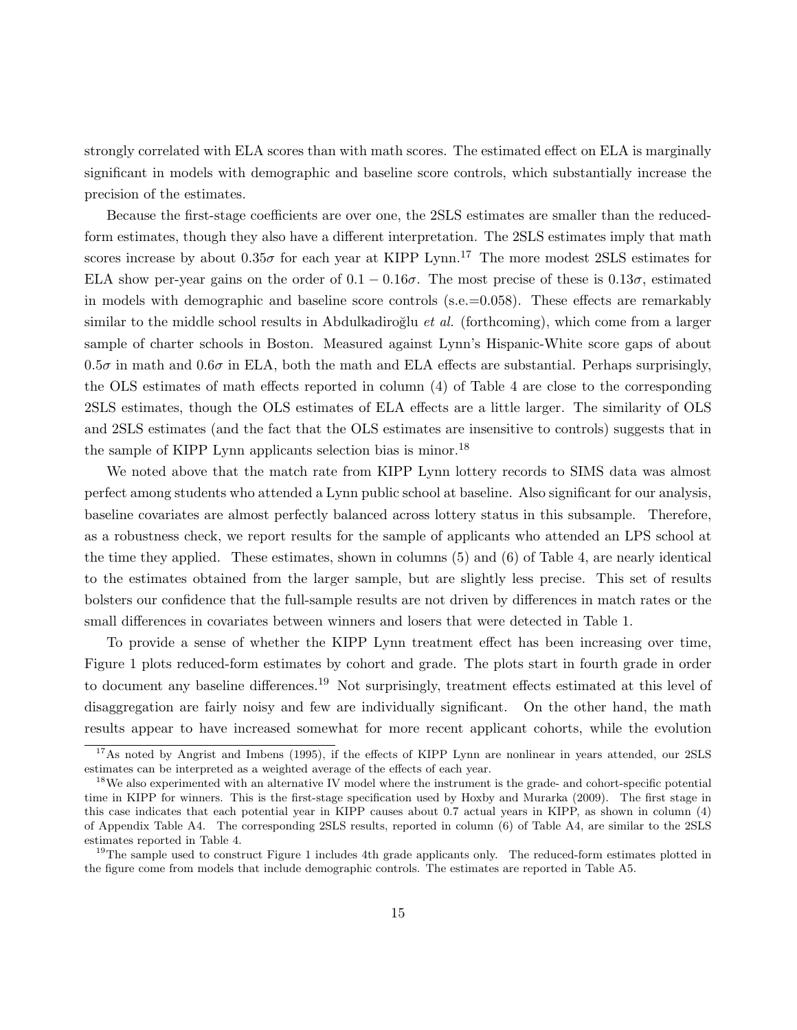strongly correlated with ELA scores than with math scores. The estimated effect on ELA is marginally significant in models with demographic and baseline score controls, which substantially increase the precision of the estimates.

Because the first-stage coefficients are over one, the 2SLS estimates are smaller than the reduced-form estimates, though they also have a different interpretation. The 2SLS estimates imply that math scores increase by about $0.35\sigma$ for each year at KIPP Lynn.[17] The more modest 2SLS estimates for ELA show per-year gains on the order of $0.1 - 0.16\sigma$. The most precise of these is $0.13\sigma$, estimated in models with demographic and baseline score controls (s.e.=0.058). These effects are remarkably similar to the middle school results in Abdulkadiroğlu *et al.* (forthcoming), which come from a larger sample of charter schools in Boston. Measured against Lynn's Hispanic-White score gaps of about $0.5\sigma$ in math and $0.6\sigma$ in ELA, both the math and ELA effects are substantial. Perhaps surprisingly, the OLS estimates of math effects reported in column (4) of Table 4 are close to the corresponding 2SLS estimates, though the OLS estimates of ELA effects are a little larger. The similarity of OLS and 2SLS estimates (and the fact that the OLS estimates are insensitive to controls) suggests that in the sample of KIPP Lynn applicants selection bias is minor.[18]

We noted above that the match rate from KIPP Lynn lottery records to SIMS data was almost perfect among students who attended a Lynn public school at baseline. Also significant for our analysis, baseline covariates are almost perfectly balanced across lottery status in this subsample. Therefore, as a robustness check, we report results for the sample of applicants who attended an LPS school at the time they applied. These estimates, shown in columns (5) and (6) of Table 4, are nearly identical to the estimates obtained from the larger sample, but are slightly less precise. This set of results bolsters our confidence that the full-sample results are not driven by differences in match rates or the small differences in covariates between winners and losers that were detected in Table 1.

To provide a sense of whether the KIPP Lynn treatment effect has been increasing over time, Figure 1 plots reduced-form estimates by cohort and grade. The plots start in fourth grade in order to document any baseline differences.[19] Not surprisingly, treatment effects estimated at this level of disaggregation are fairly noisy and few are individually significant. On the other hand, the math results appear to have increased somewhat for more recent applicant cohorts, while the evolution

---

[17] As noted by Angrist and Imbens (1995), if the effects of KIPP Lynn are nonlinear in years attended, our 2SLS estimates can be interpreted as a weighted average of the effects of each year.

[18] We also experimented with an alternative IV model where the instrument is the grade- and cohort-specific potential time in KIPP for winners. This is the first-stage specification used by Hoxby and Murarka (2009). The first stage in this case indicates that each potential year in KIPP causes about 0.7 actual years in KIPP, as shown in column (4) of Appendix Table A4. The corresponding 2SLS results, reported in column (6) of Table A4, are similar to the 2SLS estimates reported in Table 4.

[19] The sample used to construct Figure 1 includes 4th grade applicants only. The reduced-form estimates plotted in the figure come from models that include demographic controls. The estimates are reported in Table A5.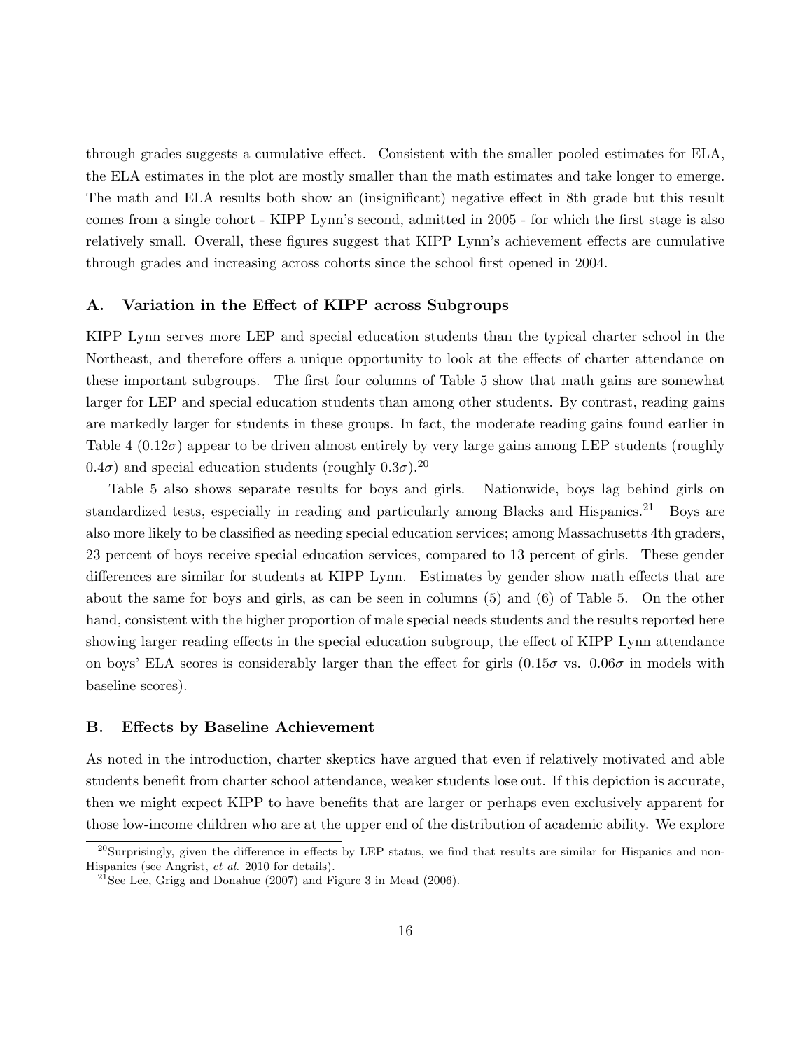through grades suggests a cumulative effect. Consistent with the smaller pooled estimates for ELA, the ELA estimates in the plot are mostly smaller than the math estimates and take longer to emerge. The math and ELA results both show an (insignificant) negative effect in 8th grade but this result comes from a single cohort - KIPP Lynn's second, admitted in 2005 - for which the first stage is also relatively small. Overall, these figures suggest that KIPP Lynn's achievement effects are cumulative through grades and increasing across cohorts since the school first opened in 2004.

### A. Variation in the Effect of KIPP across Subgroups

KIPP Lynn serves more LEP and special education students than the typical charter school in the Northeast, and therefore offers a unique opportunity to look at the effects of charter attendance on these important subgroups. The first four columns of Table 5 show that math gains are somewhat larger for LEP and special education students than among other students. By contrast, reading gains are markedly larger for students in these groups. In fact, the moderate reading gains found earlier in Table 4 ($0.12\sigma$) appear to be driven almost entirely by very large gains among LEP students (roughly $0.4\sigma$) and special education students (roughly $0.3\sigma$).[20]

Table 5 also shows separate results for boys and girls. Nationwide, boys lag behind girls on standardized tests, especially in reading and particularly among Blacks and Hispanics.[21] Boys are also more likely to be classified as needing special education services; among Massachusetts 4th graders, 23 percent of boys receive special education services, compared to 13 percent of girls. These gender differences are similar for students at KIPP Lynn. Estimates by gender show math effects that are about the same for boys and girls, as can be seen in columns (5) and (6) of Table 5. On the other hand, consistent with the higher proportion of male special needs students and the results reported here showing larger reading effects in the special education subgroup, the effect of KIPP Lynn attendance on boys' ELA scores is considerably larger than the effect for girls ($0.15\sigma$ vs. $0.06\sigma$ in models with baseline scores).

### B. Effects by Baseline Achievement

As noted in the introduction, charter skeptics have argued that even if relatively motivated and able students benefit from charter school attendance, weaker students lose out. If this depiction is accurate, then we might expect KIPP to have benefits that are larger or perhaps even exclusively apparent for those low-income children who are at the upper end of the distribution of academic ability. We explore

[20] Surprisingly, given the difference in effects by LEP status, we find that results are similar for Hispanics and non-Hispanics (see Angrist, *et al.* 2010 for details).

[21] See Lee, Grigg and Donahue (2007) and Figure 3 in Mead (2006).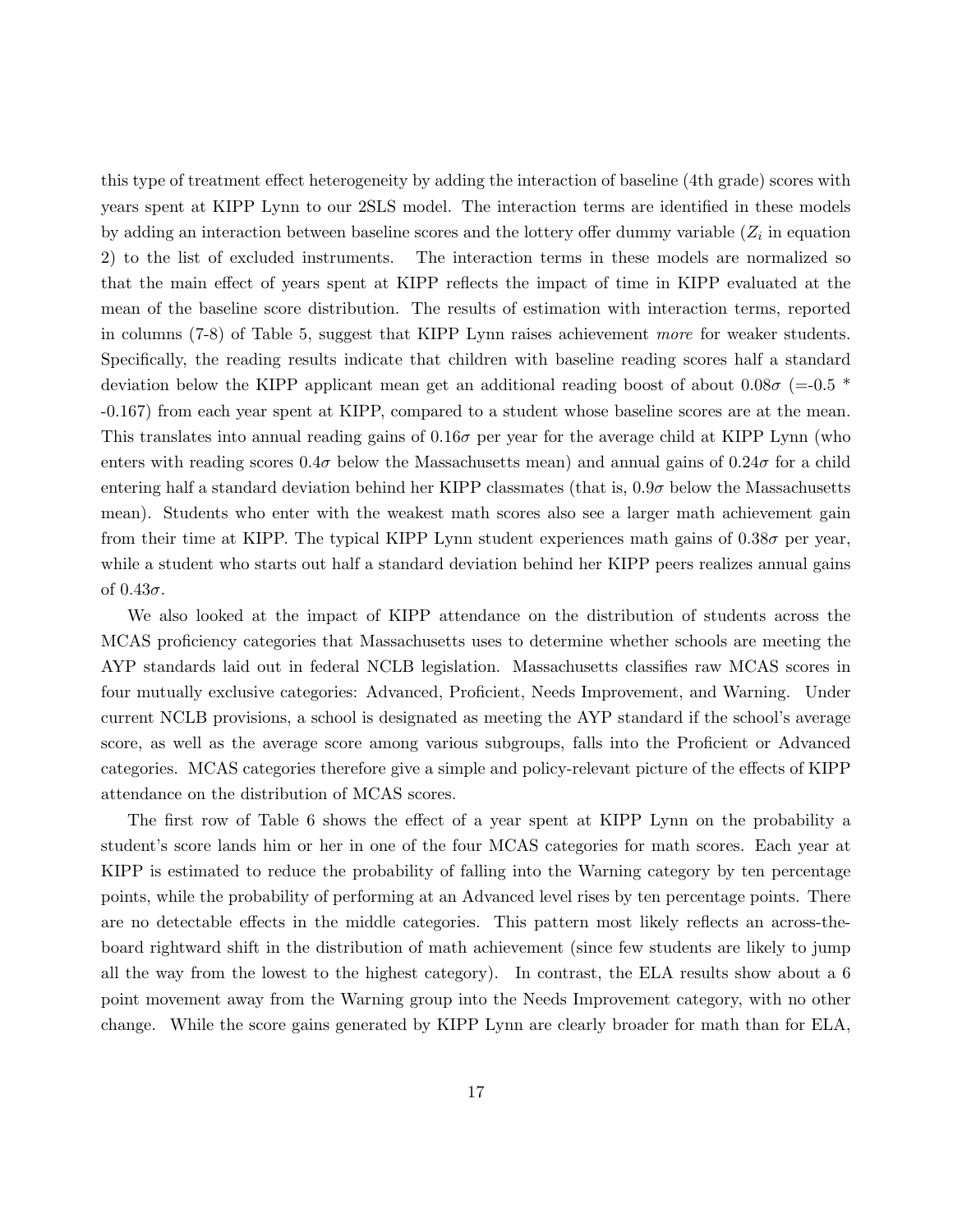this type of treatment effect heterogeneity by adding the interaction of baseline (4th grade) scores with years spent at KIPP Lynn to our 2SLS model. The interaction terms are identified in these models by adding an interaction between baseline scores and the lottery offer dummy variable ($Z_i$ in equation 2) to the list of excluded instruments. The interaction terms in these models are normalized so that the main effect of years spent at KIPP reflects the impact of time in KIPP evaluated at the mean of the baseline score distribution. The results of estimation with interaction terms, reported in columns (7-8) of Table 5, suggest that KIPP Lynn raises achievement *more* for weaker students. Specifically, the reading results indicate that children with baseline reading scores half a standard deviation below the KIPP applicant mean get an additional reading boost of about $0.08\sigma$ (=-0.5 * -0.167) from each year spent at KIPP, compared to a student whose baseline scores are at the mean. This translates into annual reading gains of $0.16\sigma$ per year for the average child at KIPP Lynn (who enters with reading scores $0.4\sigma$ below the Massachusetts mean) and annual gains of $0.24\sigma$ for a child entering half a standard deviation behind her KIPP classmates (that is, $0.9\sigma$ below the Massachusetts mean). Students who enter with the weakest math scores also see a larger math achievement gain from their time at KIPP. The typical KIPP Lynn student experiences math gains of $0.38\sigma$ per year, while a student who starts out half a standard deviation behind her KIPP peers realizes annual gains of $0.43\sigma$.

We also looked at the impact of KIPP attendance on the distribution of students across the MCAS proficiency categories that Massachusetts uses to determine whether schools are meeting the AYP standards laid out in federal NCLB legislation. Massachusetts classifies raw MCAS scores in four mutually exclusive categories: Advanced, Proficient, Needs Improvement, and Warning. Under current NCLB provisions, a school is designated as meeting the AYP standard if the school's average score, as well as the average score among various subgroups, falls into the Proficient or Advanced categories. MCAS categories therefore give a simple and policy-relevant picture of the effects of KIPP attendance on the distribution of MCAS scores.

The first row of Table 6 shows the effect of a year spent at KIPP Lynn on the probability a student's score lands him or her in one of the four MCAS categories for math scores. Each year at KIPP is estimated to reduce the probability of falling into the Warning category by ten percentage points, while the probability of performing at an Advanced level rises by ten percentage points. There are no detectable effects in the middle categories. This pattern most likely reflects an across-the-board rightward shift in the distribution of math achievement (since few students are likely to jump all the way from the lowest to the highest category). In contrast, the ELA results show about a 6 point movement away from the Warning group into the Needs Improvement category, with no other change. While the score gains generated by KIPP Lynn are clearly broader for math than for ELA,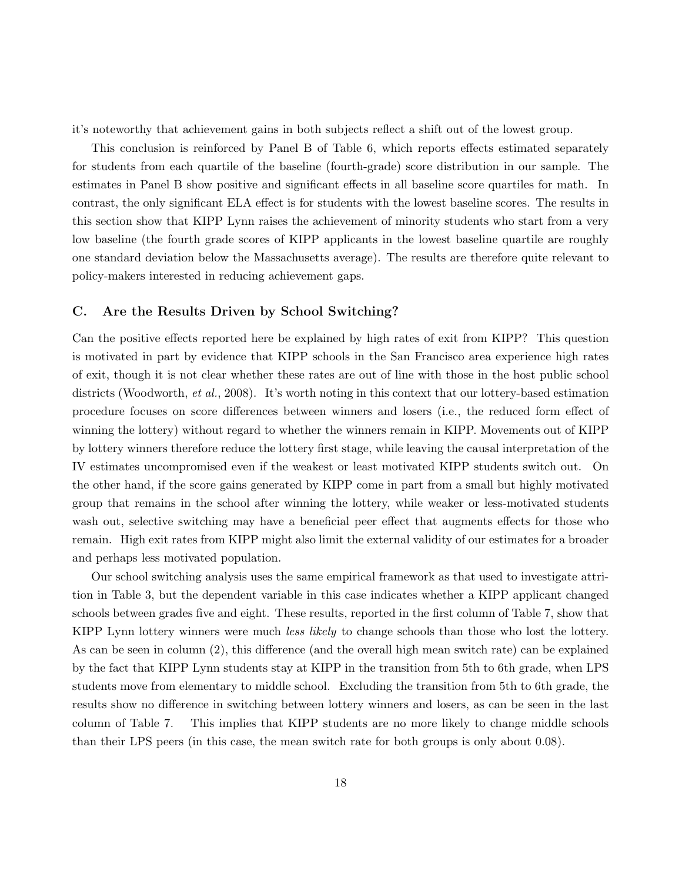it's noteworthy that achievement gains in both subjects reflect a shift out of the lowest group.

This conclusion is reinforced by Panel B of Table 6, which reports effects estimated separately for students from each quartile of the baseline (fourth-grade) score distribution in our sample. The estimates in Panel B show positive and significant effects in all baseline score quartiles for math. In contrast, the only significant ELA effect is for students with the lowest baseline scores. The results in this section show that KIPP Lynn raises the achievement of minority students who start from a very low baseline (the fourth grade scores of KIPP applicants in the lowest baseline quartile are roughly one standard deviation below the Massachusetts average). The results are therefore quite relevant to policy-makers interested in reducing achievement gaps.

### C. Are the Results Driven by School Switching?

Can the positive effects reported here be explained by high rates of exit from KIPP? This question is motivated in part by evidence that KIPP schools in the San Francisco area experience high rates of exit, though it is not clear whether these rates are out of line with those in the host public school districts (Woodworth, *et al.*, 2008). It's worth noting in this context that our lottery-based estimation procedure focuses on score differences between winners and losers (i.e., the reduced form effect of winning the lottery) without regard to whether the winners remain in KIPP. Movements out of KIPP by lottery winners therefore reduce the lottery first stage, while leaving the causal interpretation of the IV estimates uncompromised even if the weakest or least motivated KIPP students switch out. On the other hand, if the score gains generated by KIPP come in part from a small but highly motivated group that remains in the school after winning the lottery, while weaker or less-motivated students wash out, selective switching may have a beneficial peer effect that augments effects for those who remain. High exit rates from KIPP might also limit the external validity of our estimates for a broader and perhaps less motivated population.

Our school switching analysis uses the same empirical framework as that used to investigate attrition in Table 3, but the dependent variable in this case indicates whether a KIPP applicant changed schools between grades five and eight. These results, reported in the first column of Table 7, show that KIPP Lynn lottery winners were much *less likely* to change schools than those who lost the lottery. As can be seen in column (2), this difference (and the overall high mean switch rate) can be explained by the fact that KIPP Lynn students stay at KIPP in the transition from 5th to 6th grade, when LPS students move from elementary to middle school. Excluding the transition from 5th to 6th grade, the results show no difference in switching between lottery winners and losers, as can be seen in the last column of Table 7. This implies that KIPP students are no more likely to change middle schools than their LPS peers (in this case, the mean switch rate for both groups is only about 0.08).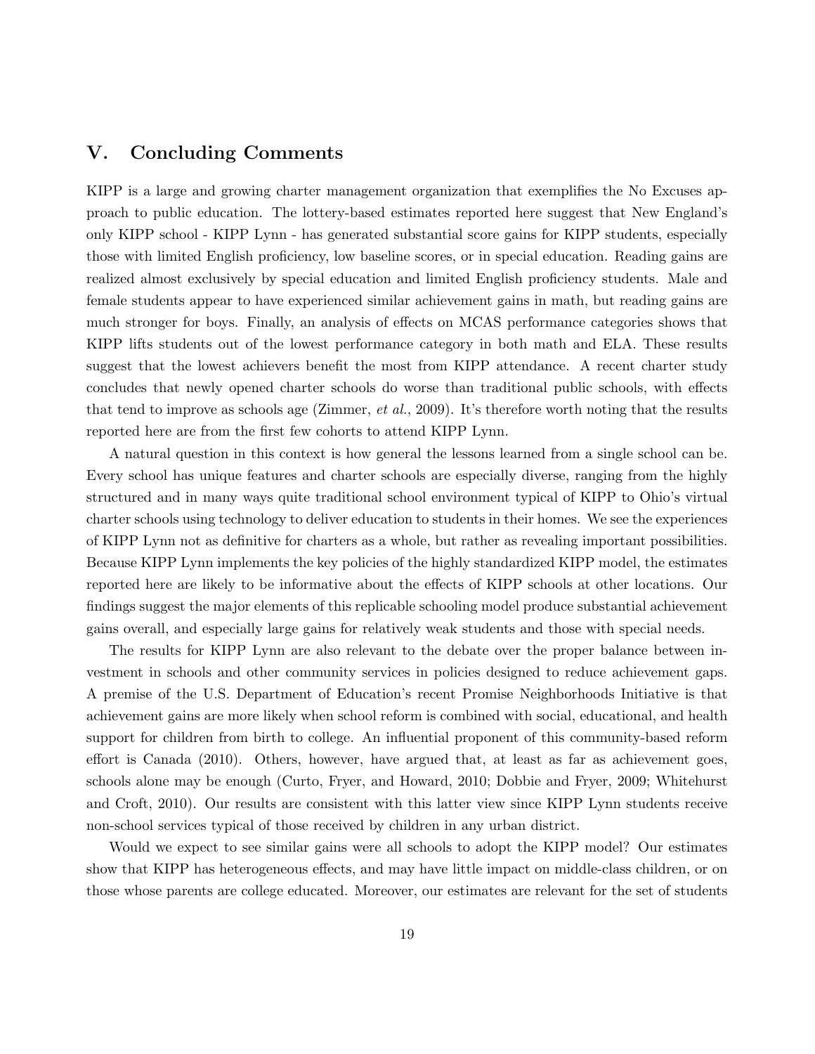## V. Concluding Comments

KIPP is a large and growing charter management organization that exemplifies the No Excuses approach to public education. The lottery-based estimates reported here suggest that New England's only KIPP school - KIPP Lynn - has generated substantial score gains for KIPP students, especially those with limited English proficiency, low baseline scores, or in special education. Reading gains are realized almost exclusively by special education and limited English proficiency students. Male and female students appear to have experienced similar achievement gains in math, but reading gains are much stronger for boys. Finally, an analysis of effects on MCAS performance categories shows that KIPP lifts students out of the lowest performance category in both math and ELA. These results suggest that the lowest achievers benefit the most from KIPP attendance. A recent charter study concludes that newly opened charter schools do worse than traditional public schools, with effects that tend to improve as schools age (Zimmer, *et al.*, 2009). It's therefore worth noting that the results reported here are from the first few cohorts to attend KIPP Lynn.

A natural question in this context is how general the lessons learned from a single school can be. Every school has unique features and charter schools are especially diverse, ranging from the highly structured and in many ways quite traditional school environment typical of KIPP to Ohio's virtual charter schools using technology to deliver education to students in their homes. We see the experiences of KIPP Lynn not as definitive for charters as a whole, but rather as revealing important possibilities. Because KIPP Lynn implements the key policies of the highly standardized KIPP model, the estimates reported here are likely to be informative about the effects of KIPP schools at other locations. Our findings suggest the major elements of this replicable schooling model produce substantial achievement gains overall, and especially large gains for relatively weak students and those with special needs.

The results for KIPP Lynn are also relevant to the debate over the proper balance between investment in schools and other community services in policies designed to reduce achievement gaps. A premise of the U.S. Department of Education's recent Promise Neighborhoods Initiative is that achievement gains are more likely when school reform is combined with social, educational, and health support for children from birth to college. An influential proponent of this community-based reform effort is Canada (2010). Others, however, have argued that, at least as far as achievement goes, schools alone may be enough (Curto, Fryer, and Howard, 2010; Dobbie and Fryer, 2009; Whitehurst and Croft, 2010). Our results are consistent with this latter view since KIPP Lynn students receive non-school services typical of those received by children in any urban district.

Would we expect to see similar gains were all schools to adopt the KIPP model? Our estimates show that KIPP has heterogeneous effects, and may have little impact on middle-class children, or on those whose parents are college educated. Moreover, our estimates are relevant for the set of students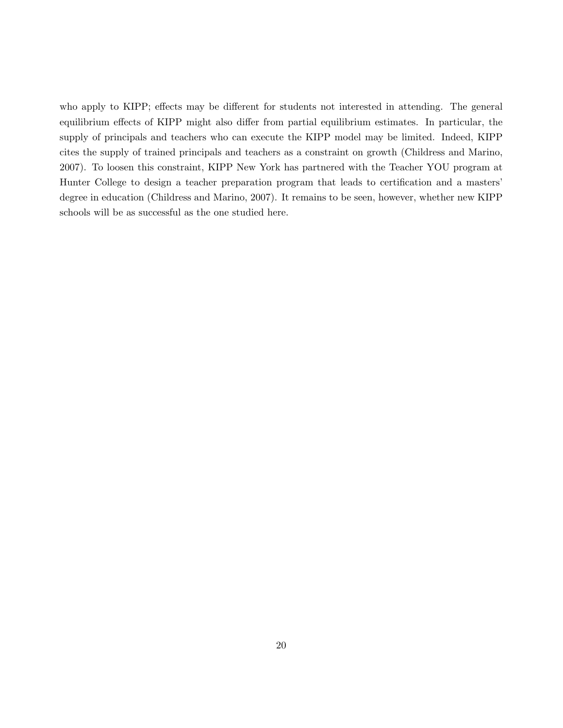who apply to KIPP; effects may be different for students not interested in attending. The general equilibrium effects of KIPP might also differ from partial equilibrium estimates. In particular, the supply of principals and teachers who can execute the KIPP model may be limited. Indeed, KIPP cites the supply of trained principals and teachers as a constraint on growth (Childress and Marino, 2007). To loosen this constraint, KIPP New York has partnered with the Teacher YOU program at Hunter College to design a teacher preparation program that leads to certification and a masters' degree in education (Childress and Marino, 2007). It remains to be seen, however, whether new KIPP schools will be as successful as the one studied here.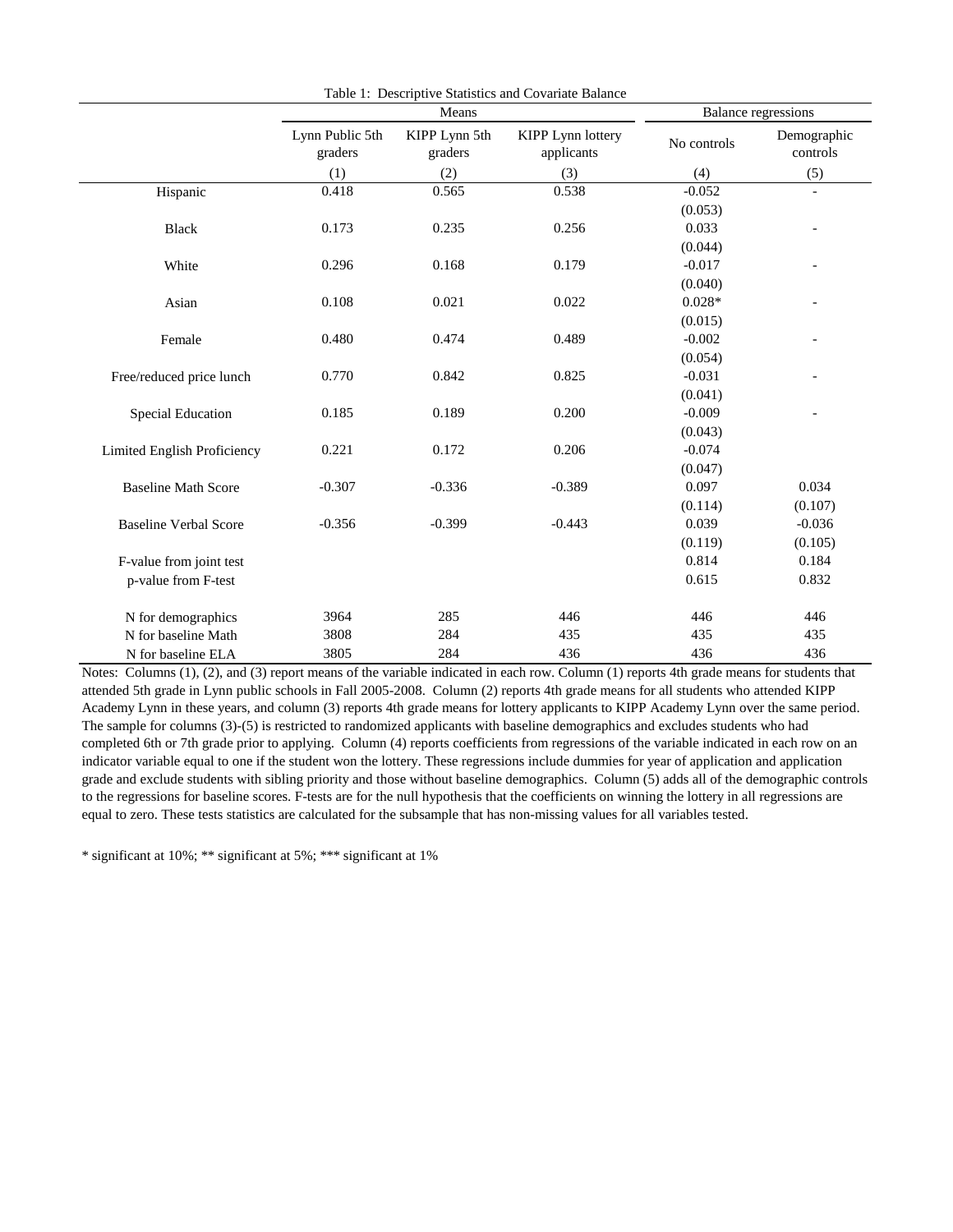Table 1: Descriptive Statistics and Covariate Balance

| | Means | | | Balance regressions | |
|---|---|---|---|---|---|
| | Lynn Public 5th graders | KIPP Lynn 5th graders | KIPP Lynn lottery applicants | No controls | Demographic controls |
| | (1) | (2) | (3) | (4) | (5) |
| Hispanic | 0.418 | 0.565 | 0.538 | -0.052 | - |
| | | | | (0.053) | |
| Black | 0.173 | 0.235 | 0.256 | 0.033 | - |
| | | | | (0.044) | |
| White | 0.296 | 0.168 | 0.179 | -0.017 | - |
| | | | | (0.040) | |
| Asian | 0.108 | 0.021 | 0.022 | 0.028* | - |
| | | | | (0.015) | |
| Female | 0.480 | 0.474 | 0.489 | -0.002 | - |
| | | | | (0.054) | |
| Free/reduced price lunch | 0.770 | 0.842 | 0.825 | -0.031 | - |
| | | | | (0.041) | |
| Special Education | 0.185 | 0.189 | 0.200 | -0.009 | - |
| | | | | (0.043) | |
| Limited English Proficiency | 0.221 | 0.172 | 0.206 | -0.074 | |
| | | | | (0.047) | |
| Baseline Math Score | -0.307 | -0.336 | -0.389 | 0.097 | 0.034 |
| | | | | (0.114) | (0.107) |
| Baseline Verbal Score | -0.356 | -0.399 | -0.443 | 0.039 | -0.036 |
| | | | | (0.119) | (0.105) |
| F-value from joint test | | | | 0.814 | 0.184 |
| p-value from F-test | | | | 0.615 | 0.832 |
| N for demographics | 3964 | 285 | 446 | 446 | 446 |
| N for baseline Math | 3808 | 284 | 435 | 435 | 435 |
| N for baseline ELA | 3805 | 284 | 436 | 436 | 436 |

Notes: Columns (1), (2), and (3) report means of the variable indicated in each row. Column (1) reports 4th grade means for students that attended 5th grade in Lynn public schools in Fall 2005-2008. Column (2) reports 4th grade means for all students who attended KIPP Academy Lynn in these years, and column (3) reports 4th grade means for lottery applicants to KIPP Academy Lynn over the same period. The sample for columns (3)-(5) is restricted to randomized applicants with baseline demographics and excludes students who had completed 6th or 7th grade prior to applying. Column (4) reports coefficients from regressions of the variable indicated in each row on an indicator variable equal to one if the student won the lottery. These regressions include dummies for year of application and application grade and exclude students with sibling priority and those without baseline demographics. Column (5) adds all of the demographic controls to the regressions for baseline scores. F-tests are for the null hypothesis that the coefficients on winning the lottery in all regressions are equal to zero. These tests statistics are calculated for the subsample that has non-missing values for all variables tested.

* significant at 10%; ** significant at 5%; *** significant at 1%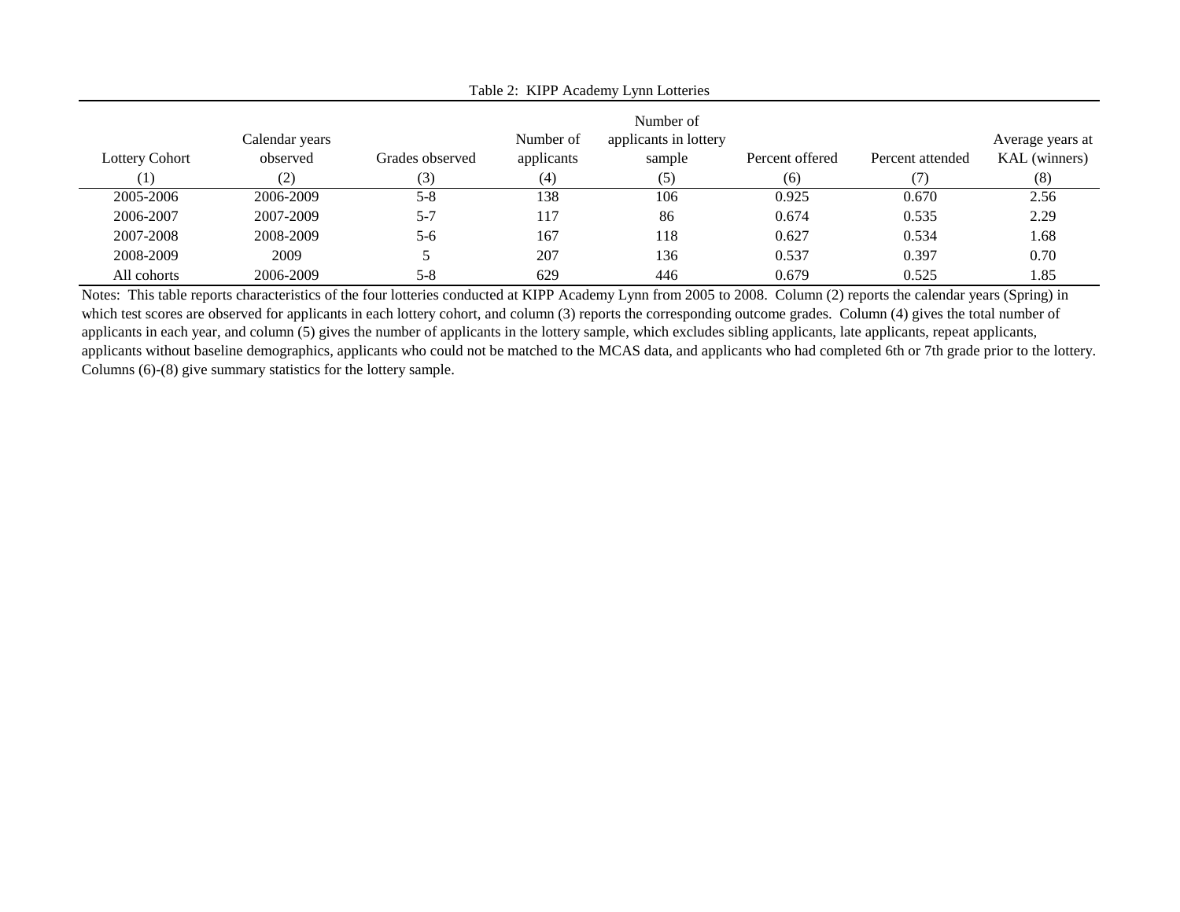Table 2: KIPP Academy Lynn Lotteries

| Lottery Cohort | Calendar years observed | Grades observed | Number of applicants | Number of applicants in lottery sample | Percent offered | Percent attended | Average years at KAL (winners) |
|---|---|---|---|---|---|---|---|
| (1) | (2) | (3) | (4) | (5) | (6) | (7) | (8) |
| 2005-2006 | 2006-2009 | 5-8 | 138 | 106 | 0.925 | 0.670 | 2.56 |
| 2006-2007 | 2007-2009 | 5-7 | 117 | 86 | 0.674 | 0.535 | 2.29 |
| 2007-2008 | 2008-2009 | 5-6 | 167 | 118 | 0.627 | 0.534 | 1.68 |
| 2008-2009 | 2009 | 5 | 207 | 136 | 0.537 | 0.397 | 0.70 |
| All cohorts | 2006-2009 | 5-8 | 629 | 446 | 0.679 | 0.525 | 1.85 |

Notes: This table reports characteristics of the four lotteries conducted at KIPP Academy Lynn from 2005 to 2008. Column (2) reports the calendar years (Spring) in which test scores are observed for applicants in each lottery cohort, and column (3) reports the corresponding outcome grades. Column (4) gives the total number of applicants in each year, and column (5) gives the number of applicants in the lottery sample, which excludes sibling applicants, late applicants, repeat applicants, applicants without baseline demographics, applicants who could not be matched to the MCAS data, and applicants who had completed 6th or 7th grade prior to the lottery. Columns (6)-(8) give summary statistics for the lottery sample.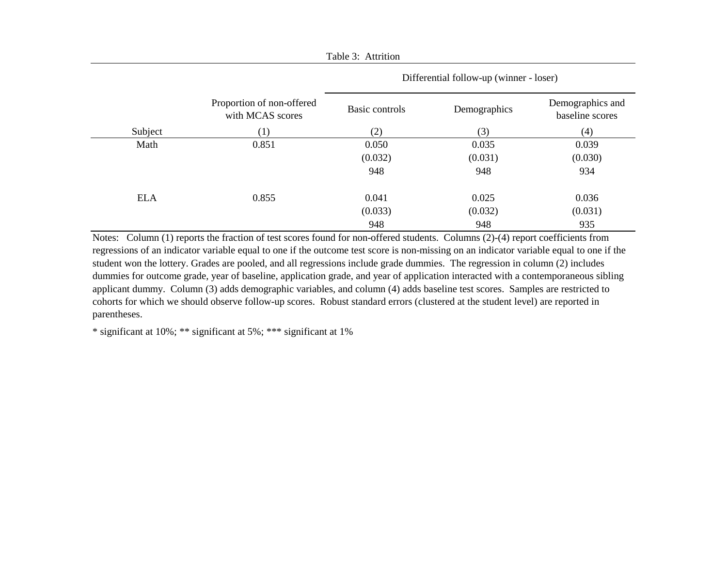Table 3: Attrition

| | | Differential follow-up (winner - loser) | | |
|---|---|---|---|---|
| | Proportion of non-offered with MCAS scores | Basic controls | Demographics | Demographics and baseline scores |
| Subject | (1) | (2) | (3) | (4) |
| Math | 0.851 | 0.050 | 0.035 | 0.039 |
| | | (0.032) | (0.031) | (0.030) |
| | | 948 | 948 | 934 |
| ELA | 0.855 | 0.041 | 0.025 | 0.036 |
| | | (0.033) | (0.032) | (0.031) |
| | | 948 | 948 | 935 |

Notes: Column (1) reports the fraction of test scores found for non-offered students. Columns (2)-(4) report coefficients from regressions of an indicator variable equal to one if the outcome test score is non-missing on an indicator variable equal to one if the student won the lottery. Grades are pooled, and all regressions include grade dummies. The regression in column (2) includes dummies for outcome grade, year of baseline, application grade, and year of application interacted with a contemporaneous sibling applicant dummy. Column (3) adds demographic variables, and column (4) adds baseline test scores. Samples are restricted to cohorts for which we should observe follow-up scores. Robust standard errors (clustered at the student level) are reported in parentheses.

* significant at 10%; ** significant at 5%; *** significant at 1%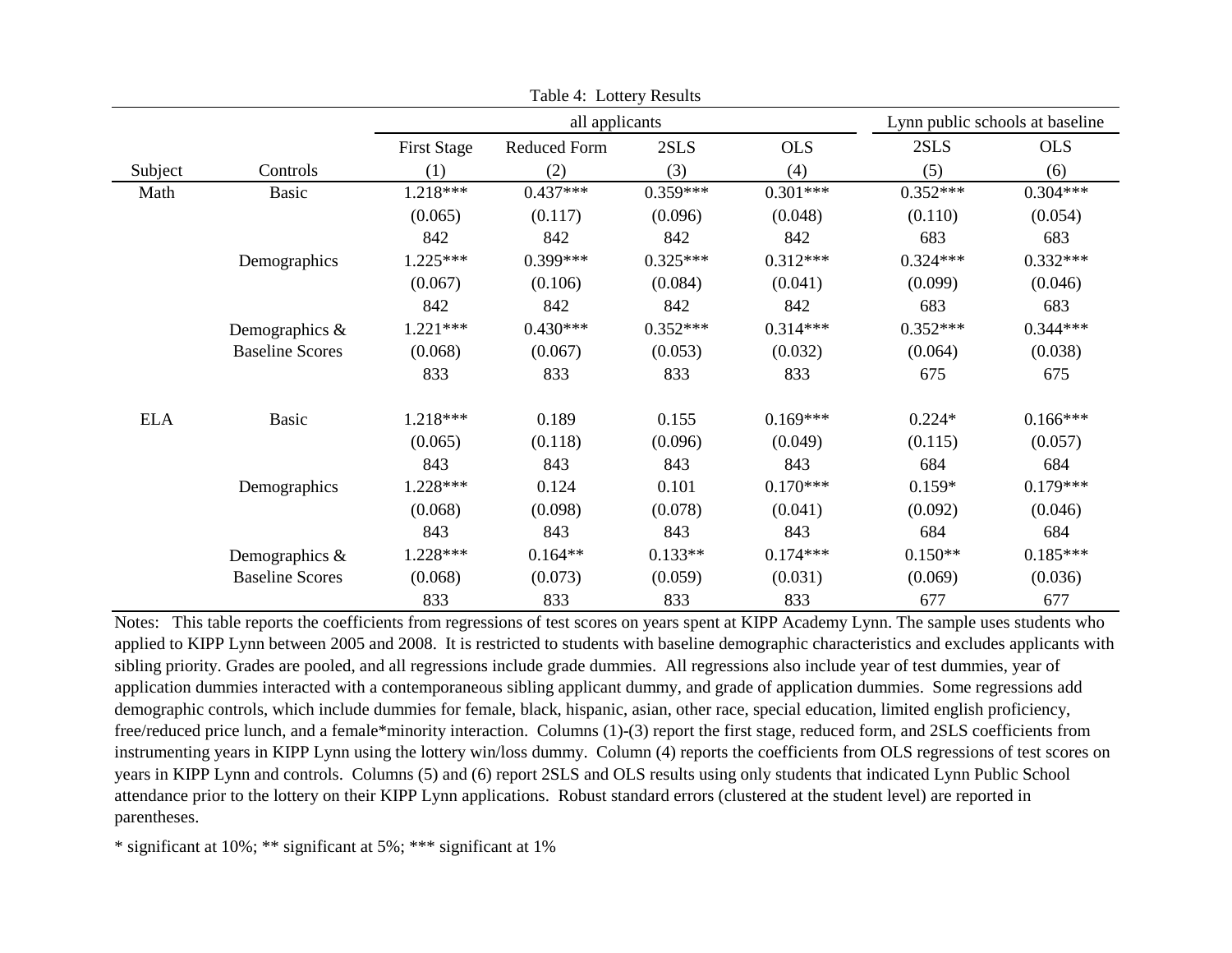Table 4: Lottery Results

| Subject | Controls | all applicants | | | | Lynn public schools at baseline | |
|---|---|---|---|---|---|---|---|
| | | First Stage | Reduced Form | 2SLS | OLS | 2SLS | OLS |
| | | (1) | (2) | (3) | (4) | (5) | (6) |
| Math | Basic | 1.218*** | 0.437*** | 0.359*** | 0.301*** | 0.352*** | 0.304*** |
| | | (0.065) | (0.117) | (0.096) | (0.048) | (0.110) | (0.054) |
| | | 842 | 842 | 842 | 842 | 683 | 683 |
| | Demographics | 1.225*** | 0.399*** | 0.325*** | 0.312*** | 0.324*** | 0.332*** |
| | | (0.067) | (0.106) | (0.084) | (0.041) | (0.099) | (0.046) |
| | | 842 | 842 | 842 | 842 | 683 | 683 |
| | Demographics & Baseline Scores | 1.221*** | 0.430*** | 0.352*** | 0.314*** | 0.352*** | 0.344*** |
| | | (0.068) | (0.067) | (0.053) | (0.032) | (0.064) | (0.038) |
| | | 833 | 833 | 833 | 833 | 675 | 675 |
| ELA | Basic | 1.218*** | 0.189 | 0.155 | 0.169*** | 0.224* | 0.166*** |
| | | (0.065) | (0.118) | (0.096) | (0.049) | (0.115) | (0.057) |
| | | 843 | 843 | 843 | 843 | 684 | 684 |
| | Demographics | 1.228*** | 0.124 | 0.101 | 0.170*** | 0.159* | 0.179*** |
| | | (0.068) | (0.098) | (0.078) | (0.041) | (0.092) | (0.046) |
| | | 843 | 843 | 843 | 843 | 684 | 684 |
| | Demographics & Baseline Scores | 1.228*** | 0.164** | 0.133** | 0.174*** | 0.150** | 0.185*** |
| | | (0.068) | (0.073) | (0.059) | (0.031) | (0.069) | (0.036) |
| | | 833 | 833 | 833 | 833 | 677 | 677 |

Notes: This table reports the coefficients from regressions of test scores on years spent at KIPP Academy Lynn. The sample uses students who applied to KIPP Lynn between 2005 and 2008. It is restricted to students with baseline demographic characteristics and excludes applicants with sibling priority. Grades are pooled, and all regressions include grade dummies. All regressions also include year of test dummies, year of application dummies interacted with a contemporaneous sibling applicant dummy, and grade of application dummies. Some regressions add demographic controls, which include dummies for female, black, hispanic, asian, other race, special education, limited english proficiency, free/reduced price lunch, and a female*minority interaction. Columns (1)-(3) report the first stage, reduced form, and 2SLS coefficients from instrumenting years in KIPP Lynn using the lottery win/loss dummy. Column (4) reports the coefficients from OLS regressions of test scores on years in KIPP Lynn and controls. Columns (5) and (6) report 2SLS and OLS results using only students that indicated Lynn Public School attendance prior to the lottery on their KIPP Lynn applications. Robust standard errors (clustered at the student level) are reported in parentheses.

* significant at 10%; ** significant at 5%; *** significant at 1%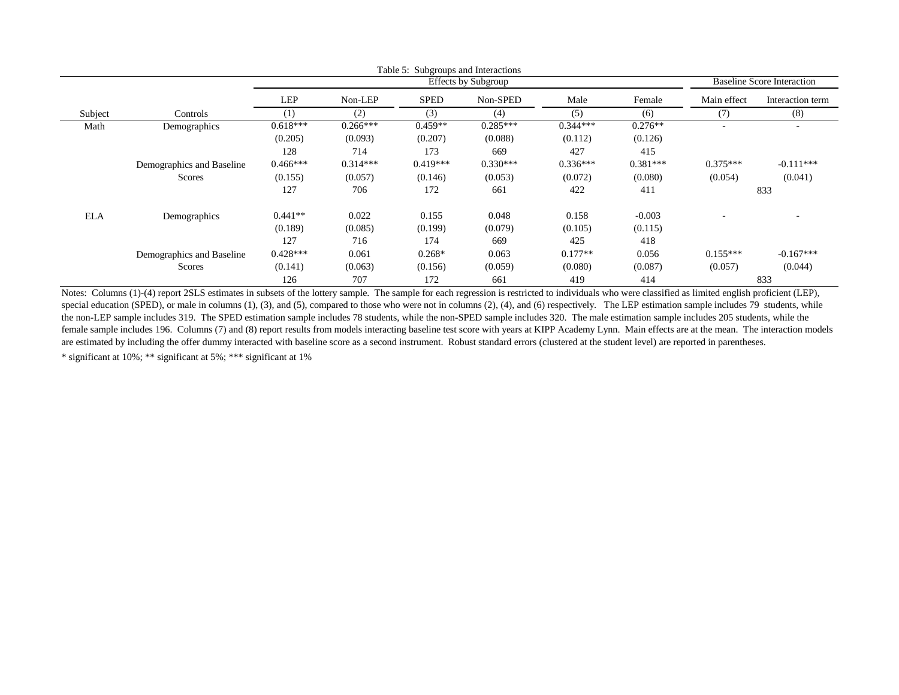Table 5: Subgroups and Interactions

| Subject | Controls | Effects by Subgroup | | | | | | Baseline Score Interaction | |
|---|---|---|---|---|---|---|---|---|---|
| | | LEP | Non-LEP | SPED | Non-SPED | Male | Female | Main effect | Interaction term |
| | | (1) | (2) | (3) | (4) | (5) | (6) | (7) | (8) |
| Math | Demographics | 0.618*** | 0.266*** | 0.459** | 0.285*** | 0.344*** | 0.276** | - | - |
| | | (0.205) | (0.093) | (0.207) | (0.088) | (0.112) | (0.126) | | |
| | | 128 | 714 | 173 | 669 | 427 | 415 | | |
| | Demographics and Baseline Scores | 0.466*** | 0.314*** | 0.419*** | 0.330*** | 0.336*** | 0.381*** | 0.375*** | -0.111*** |
| | | (0.155) | (0.057) | (0.146) | (0.053) | (0.072) | (0.080) | (0.054) | (0.041) |
| | | 127 | 706 | 172 | 661 | 422 | 411 | 833 | |
| ELA | Demographics | 0.441** | 0.022 | 0.155 | 0.048 | 0.158 | -0.003 | - | - |
| | | (0.189) | (0.085) | (0.199) | (0.079) | (0.105) | (0.115) | | |
| | | 127 | 716 | 174 | 669 | 425 | 418 | | |
| | Demographics and Baseline Scores | 0.428*** | 0.061 | 0.268* | 0.063 | 0.177** | 0.056 | 0.155*** | -0.167*** |
| | | (0.141) | (0.063) | (0.156) | (0.059) | (0.080) | (0.087) | (0.057) | (0.044) |
| | | 126 | 707 | 172 | 661 | 419 | 414 | 833 | |

Notes: Columns (1)-(4) report 2SLS estimates in subsets of the lottery sample. The sample for each regression is restricted to individuals who were classified as limited english proficient (LEP), special education (SPED), or male in columns (1), (3), and (5), compared to those who were not in columns (2), (4), and (6) respectively. The LEP estimation sample includes 79 students, while the non-LEP sample includes 319. The SPED estimation sample includes 78 students, while the non-SPED sample includes 320. The male estimation sample includes 205 students, while the female sample includes 196. Columns (7) and (8) report results from models interacting baseline test score with years at KIPP Academy Lynn. Main effects are at the mean. The interaction models are estimated by including the offer dummy interacted with baseline score as a second instrument. Robust standard errors (clustered at the student level) are reported in parentheses.

* significant at 10%; ** significant at 5%; *** significant at 1%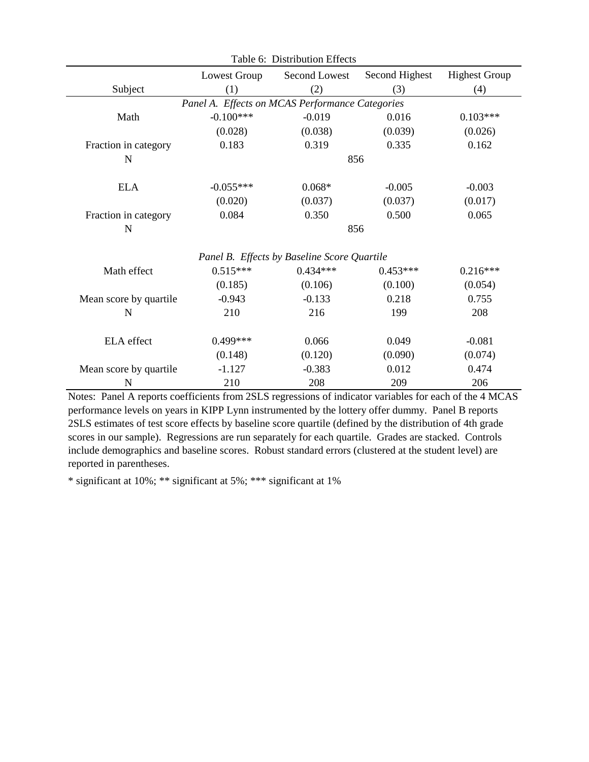Table 6: Distribution Effects

| Subject | Lowest Group (1) | Second Lowest (2) | Second Highest (3) | Highest Group (4) |
|---|---|---|---|---|
| *Panel A. Effects on MCAS Performance Categories* | | | | |
| Math | -0.100*** | -0.019 | 0.016 | 0.103*** |
| | (0.028) | (0.038) | (0.039) | (0.026) |
| Fraction in category | 0.183 | 0.319 | 0.335 | 0.162 |
| N | | 856 | | |
| ELA | -0.055*** | 0.068* | -0.005 | -0.003 |
| | (0.020) | (0.037) | (0.037) | (0.017) |
| Fraction in category | 0.084 | 0.350 | 0.500 | 0.065 |
| N | | 856 | | |
| *Panel B. Effects by Baseline Score Quartile* | | | | |
| Math effect | 0.515*** | 0.434*** | 0.453*** | 0.216*** |
| | (0.185) | (0.106) | (0.100) | (0.054) |
| Mean score by quartile | -0.943 | -0.133 | 0.218 | 0.755 |
| N | 210 | 216 | 199 | 208 |
| ELA effect | 0.499*** | 0.066 | 0.049 | -0.081 |
| | (0.148) | (0.120) | (0.090) | (0.074) |
| Mean score by quartile | -1.127 | -0.383 | 0.012 | 0.474 |
| N | 210 | 208 | 209 | 206 |

Notes: Panel A reports coefficients from 2SLS regressions of indicator variables for each of the 4 MCAS performance levels on years in KIPP Lynn instrumented by the lottery offer dummy. Panel B reports 2SLS estimates of test score effects by baseline score quartile (defined by the distribution of 4th grade scores in our sample). Regressions are run separately for each quartile. Grades are stacked. Controls include demographics and baseline scores. Robust standard errors (clustered at the student level) are reported in parentheses.

* significant at 10%; ** significant at 5%; *** significant at 1%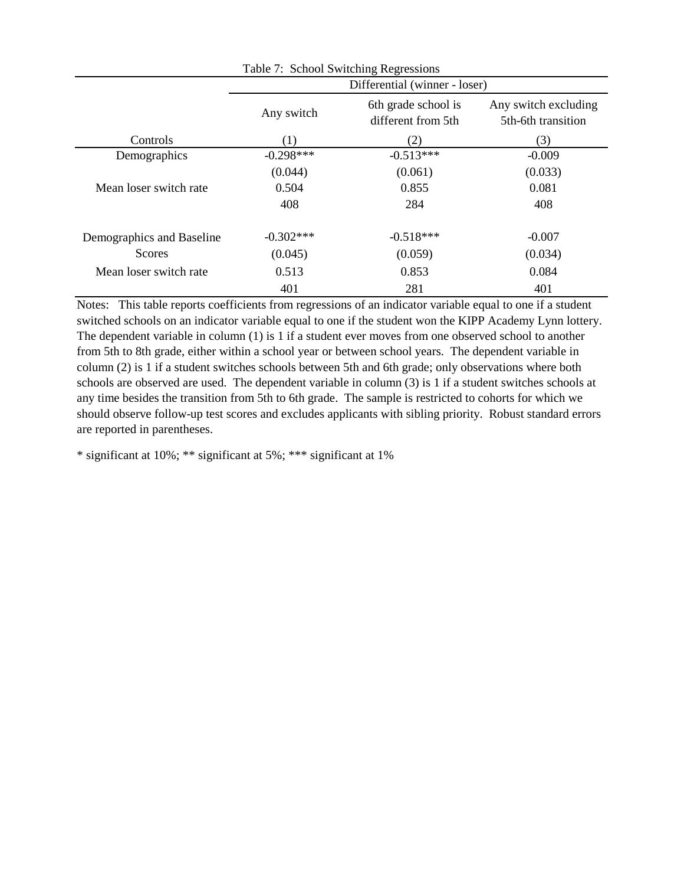Table 7: School Switching Regressions

| | Differential (winner - loser) | | |
|---|---|---|---|
| | Any switch | 6th grade school is different from 5th | Any switch excluding 5th-6th transition |
| Controls | (1) | (2) | (3) |
| Demographics | -0.298*** | -0.513*** | -0.009 |
| | (0.044) | (0.061) | (0.033) |
| Mean loser switch rate | 0.504 | 0.855 | 0.081 |
| | 408 | 284 | 408 |
| Demographics and Baseline Scores | -0.302*** | -0.518*** | -0.007 |
| | (0.045) | (0.059) | (0.034) |
| Mean loser switch rate | 0.513 | 0.853 | 0.084 |
| | 401 | 281 | 401 |

Notes: This table reports coefficients from regressions of an indicator variable equal to one if a student switched schools on an indicator variable equal to one if the student won the KIPP Academy Lynn lottery. The dependent variable in column (1) is 1 if a student ever moves from one observed school to another from 5th to 8th grade, either within a school year or between school years. The dependent variable in column (2) is 1 if a student switches schools between 5th and 6th grade; only observations where both schools are observed are used. The dependent variable in column (3) is 1 if a student switches schools at any time besides the transition from 5th to 6th grade. The sample is restricted to cohorts for which we should observe follow-up test scores and excludes applicants with sibling priority. Robust standard errors are reported in parentheses.

* significant at 10%; ** significant at 5%; *** significant at 1%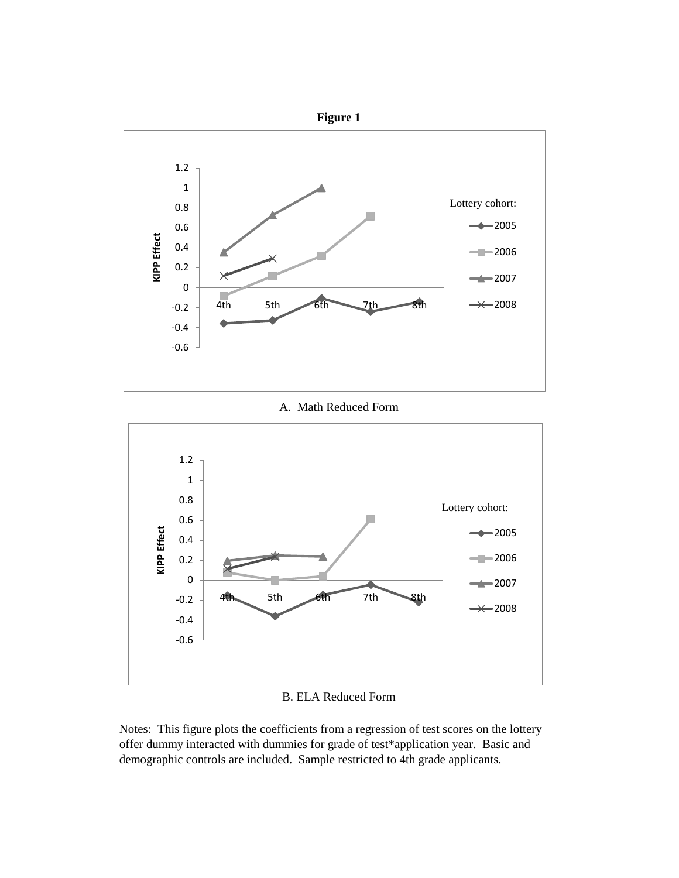**Figure 1**

A. Math Reduced Form

B. ELA Reduced Form

Notes: This figure plots the coefficients from a regression of test scores on the lottery offer dummy interacted with dummies for grade of test*application year. Basic and demographic controls are included. Sample restricted to 4th grade applicants.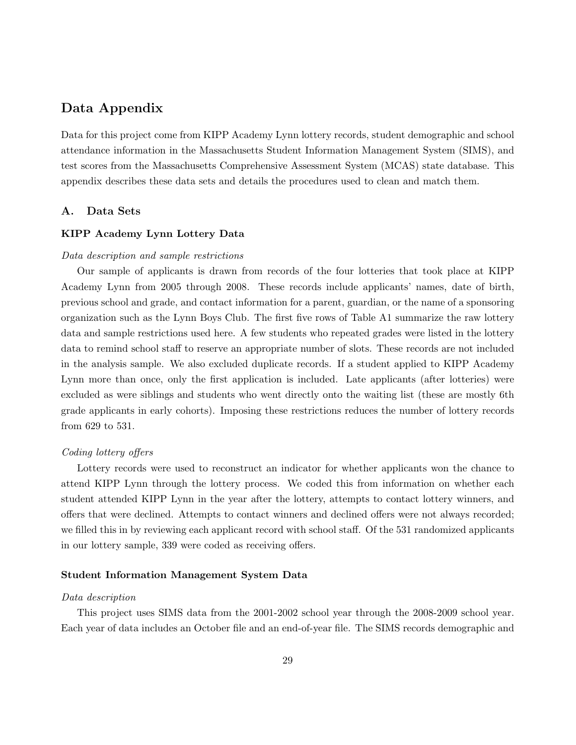# Data Appendix

Data for this project come from KIPP Academy Lynn lottery records, student demographic and school attendance information in the Massachusetts Student Information Management System (SIMS), and test scores from the Massachusetts Comprehensive Assessment System (MCAS) state database. This appendix describes these data sets and details the procedures used to clean and match them.

## A. Data Sets

### KIPP Academy Lynn Lottery Data

*Data description and sample restrictions*

Our sample of applicants is drawn from records of the four lotteries that took place at KIPP Academy Lynn from 2005 through 2008. These records include applicants' names, date of birth, previous school and grade, and contact information for a parent, guardian, or the name of a sponsoring organization such as the Lynn Boys Club. The first five rows of Table A1 summarize the raw lottery data and sample restrictions used here. A few students who repeated grades were listed in the lottery data to remind school staff to reserve an appropriate number of slots. These records are not included in the analysis sample. We also excluded duplicate records. If a student applied to KIPP Academy Lynn more than once, only the first application is included. Late applicants (after lotteries) were excluded as were siblings and students who went directly onto the waiting list (these are mostly 6th grade applicants in early cohorts). Imposing these restrictions reduces the number of lottery records from 629 to 531.

*Coding lottery offers*

Lottery records were used to reconstruct an indicator for whether applicants won the chance to attend KIPP Lynn through the lottery process. We coded this from information on whether each student attended KIPP Lynn in the year after the lottery, attempts to contact lottery winners, and offers that were declined. Attempts to contact winners and declined offers were not always recorded; we filled this in by reviewing each applicant record with school staff. Of the 531 randomized applicants in our lottery sample, 339 were coded as receiving offers.

### Student Information Management System Data

*Data description*

This project uses SIMS data from the 2001-2002 school year through the 2008-2009 school year. Each year of data includes an October file and an end-of-year file. The SIMS records demographic and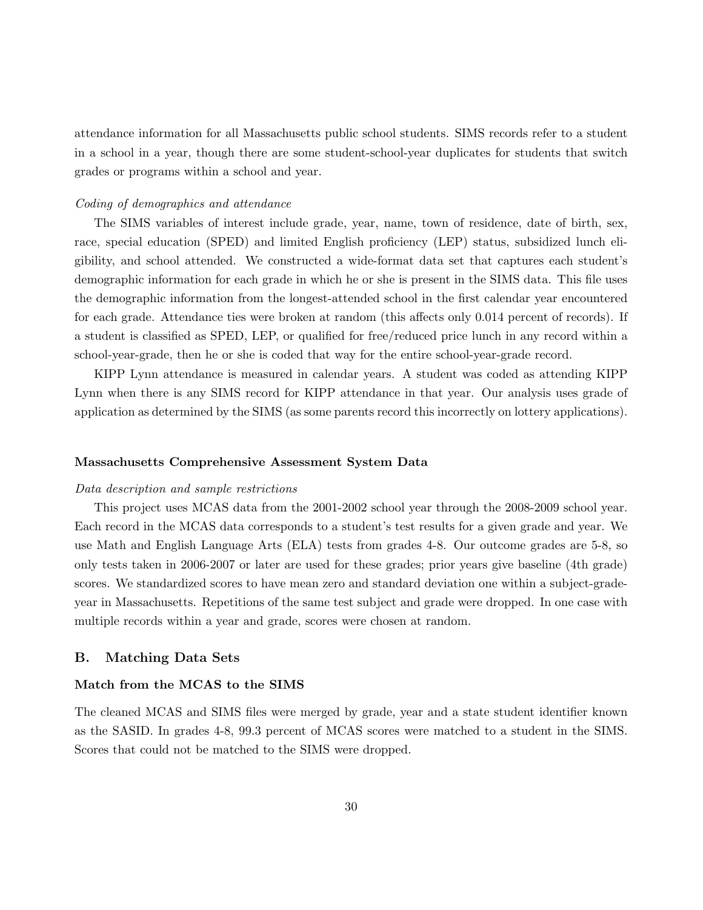attendance information for all Massachusetts public school students. SIMS records refer to a student in a school in a year, though there are some student-school-year duplicates for students that switch grades or programs within a school and year.

*Coding of demographics and attendance*

The SIMS variables of interest include grade, year, name, town of residence, date of birth, sex, race, special education (SPED) and limited English proficiency (LEP) status, subsidized lunch eligibility, and school attended. We constructed a wide-format data set that captures each student's demographic information for each grade in which he or she is present in the SIMS data. This file uses the demographic information from the longest-attended school in the first calendar year encountered for each grade. Attendance ties were broken at random (this affects only 0.014 percent of records). If a student is classified as SPED, LEP, or qualified for free/reduced price lunch in any record within a school-year-grade, then he or she is coded that way for the entire school-year-grade record.

KIPP Lynn attendance is measured in calendar years. A student was coded as attending KIPP Lynn when there is any SIMS record for KIPP attendance in that year. Our analysis uses grade of application as determined by the SIMS (as some parents record this incorrectly on lottery applications).

#### Massachusetts Comprehensive Assessment System Data

*Data description and sample restrictions*

This project uses MCAS data from the 2001-2002 school year through the 2008-2009 school year. Each record in the MCAS data corresponds to a student's test results for a given grade and year. We use Math and English Language Arts (ELA) tests from grades 4-8. Our outcome grades are 5-8, so only tests taken in 2006-2007 or later are used for these grades; prior years give baseline (4th grade) scores. We standardized scores to have mean zero and standard deviation one within a subject-grade-year in Massachusetts. Repetitions of the same test subject and grade were dropped. In one case with multiple records within a year and grade, scores were chosen at random.

### B. Matching Data Sets

#### Match from the MCAS to the SIMS

The cleaned MCAS and SIMS files were merged by grade, year and a state student identifier known as the SASID. In grades 4-8, 99.3 percent of MCAS scores were matched to a student in the SIMS. Scores that could not be matched to the SIMS were dropped.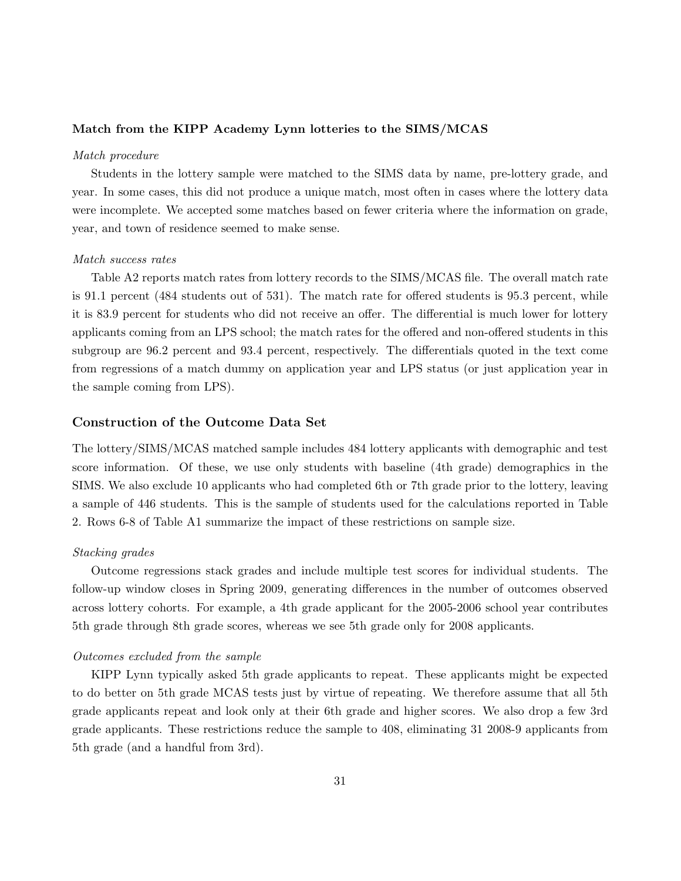### Match from the KIPP Academy Lynn lotteries to the SIMS/MCAS

*Match procedure*

Students in the lottery sample were matched to the SIMS data by name, pre-lottery grade, and year. In some cases, this did not produce a unique match, most often in cases where the lottery data were incomplete. We accepted some matches based on fewer criteria where the information on grade, year, and town of residence seemed to make sense.

*Match success rates*

Table A2 reports match rates from lottery records to the SIMS/MCAS file. The overall match rate is 91.1 percent (484 students out of 531). The match rate for offered students is 95.3 percent, while it is 83.9 percent for students who did not receive an offer. The differential is much lower for lottery applicants coming from an LPS school; the match rates for the offered and non-offered students in this subgroup are 96.2 percent and 93.4 percent, respectively. The differentials quoted in the text come from regressions of a match dummy on application year and LPS status (or just application year in the sample coming from LPS).

## Construction of the Outcome Data Set

The lottery/SIMS/MCAS matched sample includes 484 lottery applicants with demographic and test score information. Of these, we use only students with baseline (4th grade) demographics in the SIMS. We also exclude 10 applicants who had completed 6th or 7th grade prior to the lottery, leaving a sample of 446 students. This is the sample of students used for the calculations reported in Table 2. Rows 6-8 of Table A1 summarize the impact of these restrictions on sample size.

*Stacking grades*

Outcome regressions stack grades and include multiple test scores for individual students. The follow-up window closes in Spring 2009, generating differences in the number of outcomes observed across lottery cohorts. For example, a 4th grade applicant for the 2005-2006 school year contributes 5th grade through 8th grade scores, whereas we see 5th grade only for 2008 applicants.

*Outcomes excluded from the sample*

KIPP Lynn typically asked 5th grade applicants to repeat. These applicants might be expected to do better on 5th grade MCAS tests just by virtue of repeating. We therefore assume that all 5th grade applicants repeat and look only at their 6th grade and higher scores. We also drop a few 3rd grade applicants. These restrictions reduce the sample to 408, eliminating 31 2008-9 applicants from 5th grade (and a handful from 3rd).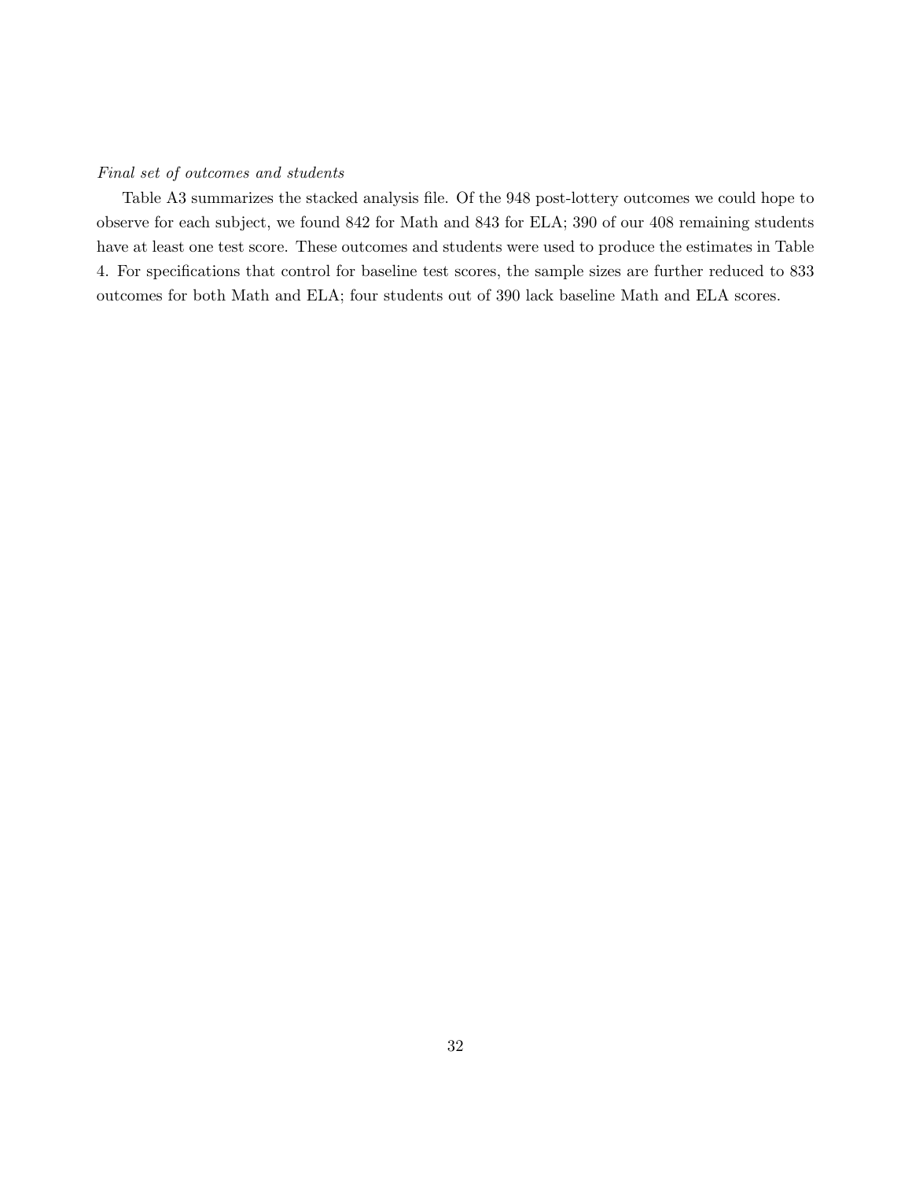*Final set of outcomes and students*

Table A3 summarizes the stacked analysis file. Of the 948 post-lottery outcomes we could hope to observe for each subject, we found 842 for Math and 843 for ELA; 390 of our 408 remaining students have at least one test score. These outcomes and students were used to produce the estimates in Table 4. For specifications that control for baseline test scores, the sample sizes are further reduced to 833 outcomes for both Math and ELA; four students out of 390 lack baseline Math and ELA scores.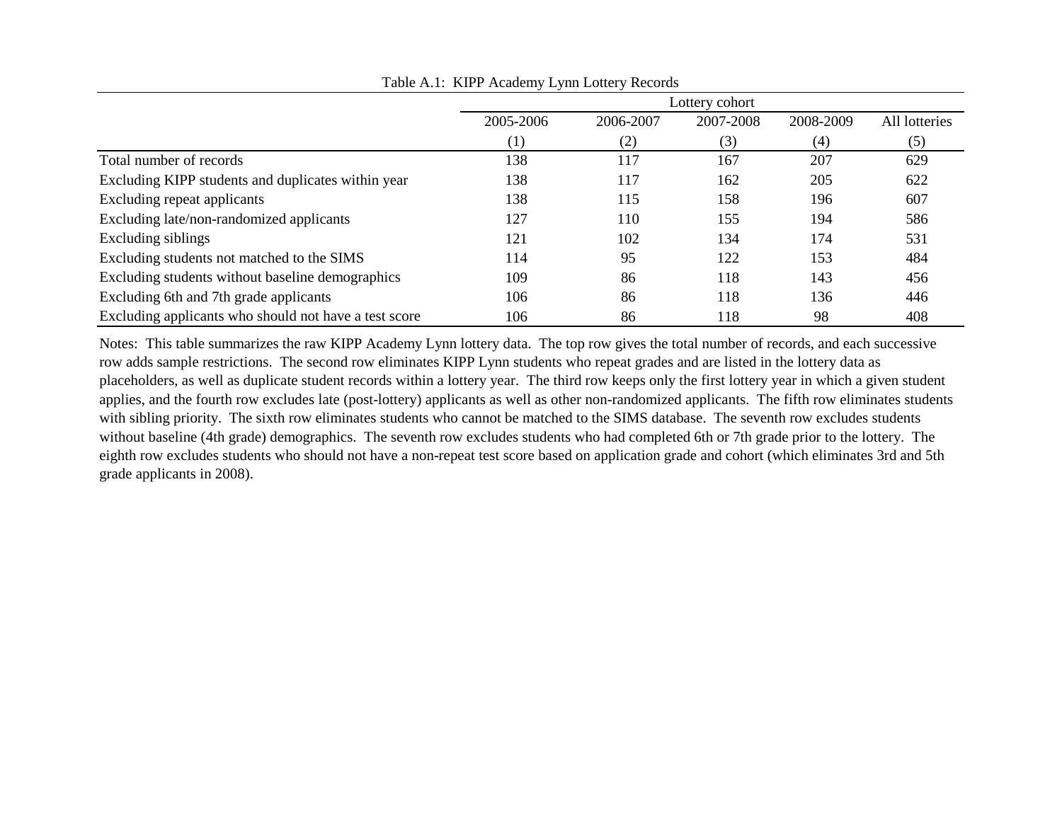Table A.1: KIPP Academy Lynn Lottery Records

| | Lottery cohort | | | | |
|---|---|---|---|---|---|
| | 2005-2006 | 2006-2007 | 2007-2008 | 2008-2009 | All lotteries |
| | (1) | (2) | (3) | (4) | (5) |
| Total number of records | 138 | 117 | 167 | 207 | 629 |
| Excluding KIPP students and duplicates within year | 138 | 117 | 162 | 205 | 622 |
| Excluding repeat applicants | 138 | 115 | 158 | 196 | 607 |
| Excluding late/non-randomized applicants | 127 | 110 | 155 | 194 | 586 |
| Excluding siblings | 121 | 102 | 134 | 174 | 531 |
| Excluding students not matched to the SIMS | 114 | 95 | 122 | 153 | 484 |
| Excluding students without baseline demographics | 109 | 86 | 118 | 143 | 456 |
| Excluding 6th and 7th grade applicants | 106 | 86 | 118 | 136 | 446 |
| Excluding applicants who should not have a test score | 106 | 86 | 118 | 98 | 408 |

Notes: This table summarizes the raw KIPP Academy Lynn lottery data. The top row gives the total number of records, and each successive row adds sample restrictions. The second row eliminates KIPP Lynn students who repeat grades and are listed in the lottery data as placeholders, as well as duplicate student records within a lottery year. The third row keeps only the first lottery year in which a given student applies, and the fourth row excludes late (post-lottery) applicants as well as other non-randomized applicants. The fifth row eliminates students with sibling priority. The sixth row eliminates students who cannot be matched to the SIMS database. The seventh row excludes students without baseline (4th grade) demographics. The seventh row excludes students who had completed 6th or 7th grade prior to the lottery. The eighth row excludes students who should not have a non-repeat test score based on application grade and cohort (which eliminates 3rd and 5th grade applicants in 2008).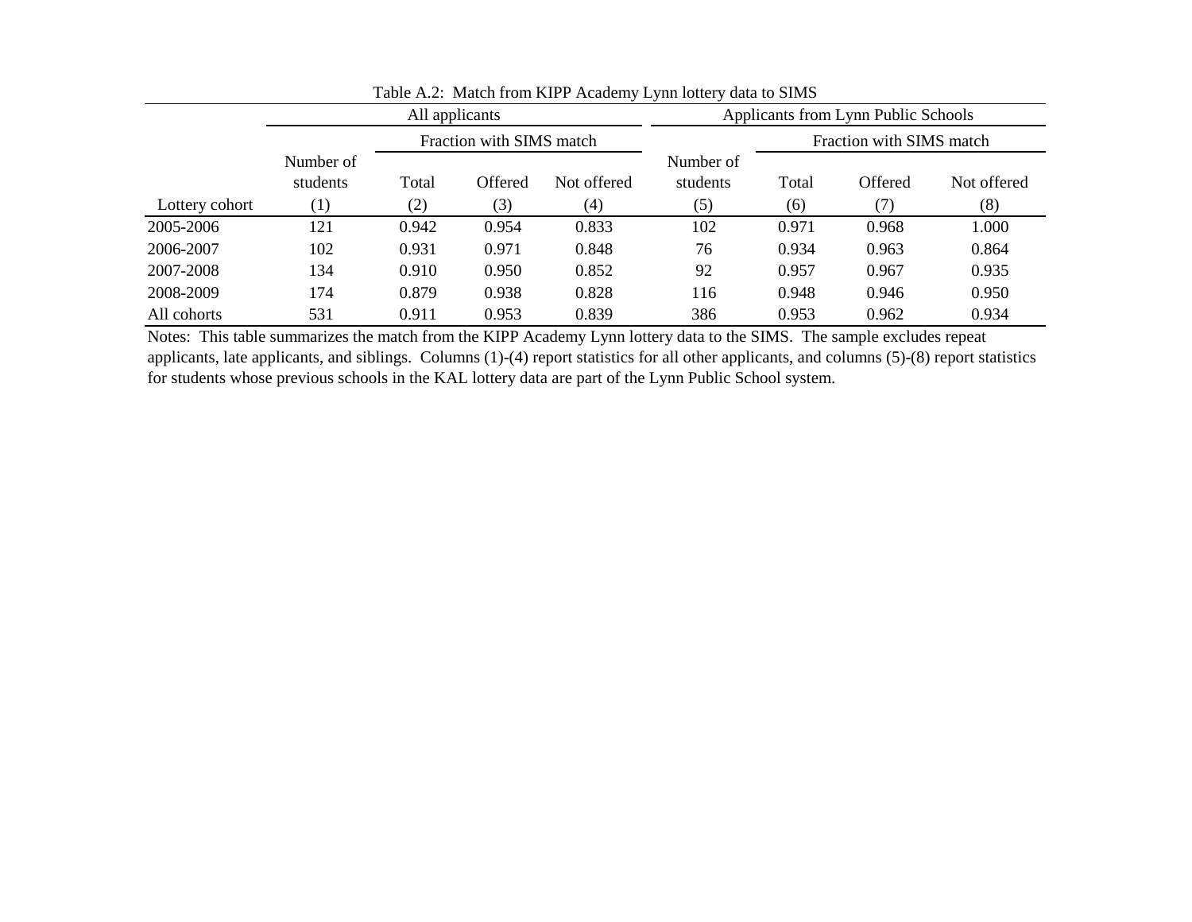Table A.2: Match from KIPP Academy Lynn lottery data to SIMS

| | All applicants | | | | Applicants from Lynn Public Schools | | | |
|---|---|---|---|---|---|---|---|---|
| | | Fraction with SIMS match | | | | Fraction with SIMS match | | |
| | Number of students | Total | Offered | Not offered | Number of students | Total | Offered | Not offered |
| Lottery cohort | (1) | (2) | (3) | (4) | (5) | (6) | (7) | (8) |
| 2005-2006 | 121 | 0.942 | 0.954 | 0.833 | 102 | 0.971 | 0.968 | 1.000 |
| 2006-2007 | 102 | 0.931 | 0.971 | 0.848 | 76 | 0.934 | 0.963 | 0.864 |
| 2007-2008 | 134 | 0.910 | 0.950 | 0.852 | 92 | 0.957 | 0.967 | 0.935 |
| 2008-2009 | 174 | 0.879 | 0.938 | 0.828 | 116 | 0.948 | 0.946 | 0.950 |
| All cohorts | 531 | 0.911 | 0.953 | 0.839 | 386 | 0.953 | 0.962 | 0.934 |

Notes: This table summarizes the match from the KIPP Academy Lynn lottery data to the SIMS. The sample excludes repeat applicants, late applicants, and siblings. Columns (1)-(4) report statistics for all other applicants, and columns (5)-(8) report statistics for students whose previous schools in the KAL lottery data are part of the Lynn Public School system.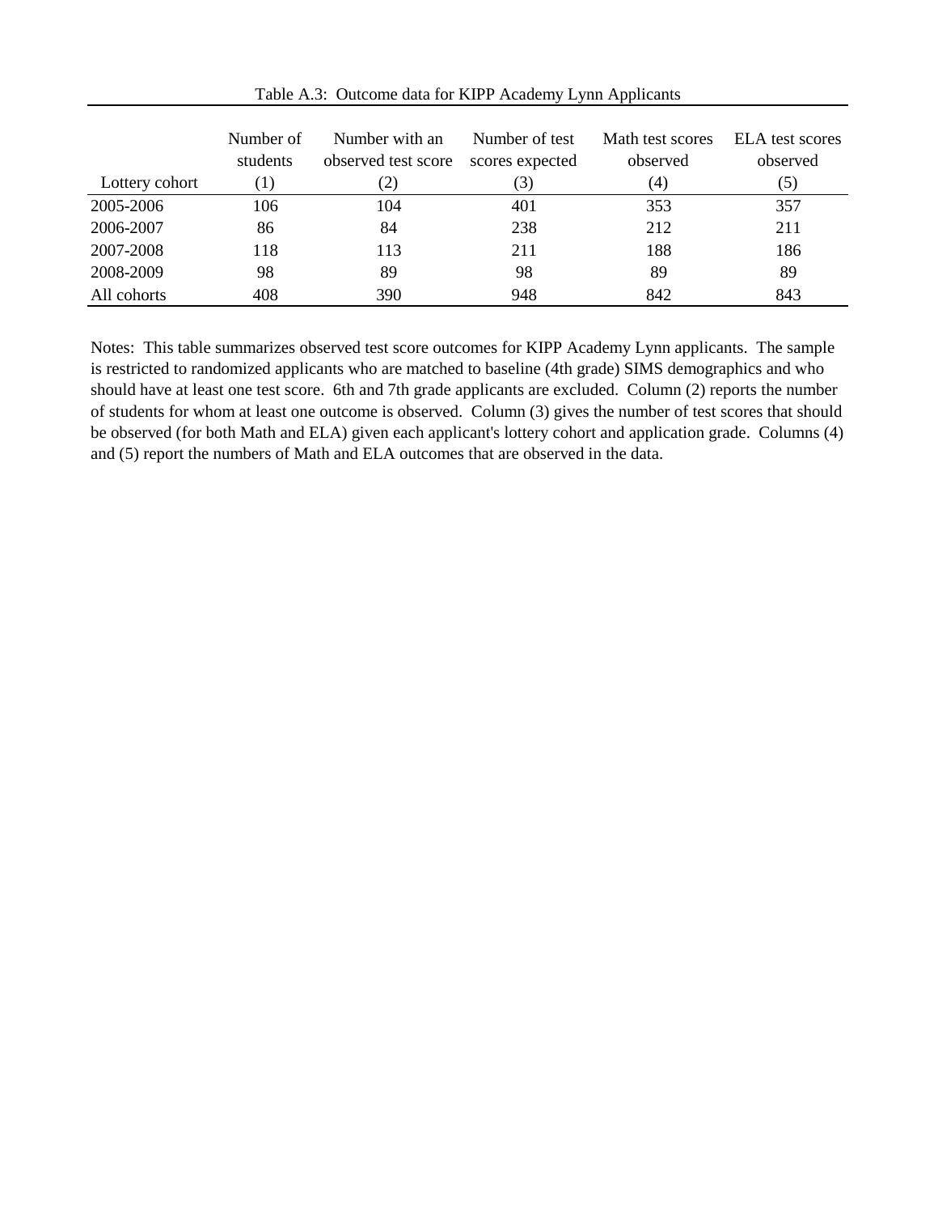Table A.3: Outcome data for KIPP Academy Lynn Applicants

| Lottery cohort | Number of students (1) | Number with an observed test score (2) | Number of test scores expected (3) | Math test scores observed (4) | ELA test scores observed (5) |
|---|---|---|---|---|---|
| 2005-2006 | 106 | 104 | 401 | 353 | 357 |
| 2006-2007 | 86 | 84 | 238 | 212 | 211 |
| 2007-2008 | 118 | 113 | 211 | 188 | 186 |
| 2008-2009 | 98 | 89 | 98 | 89 | 89 |
| All cohorts | 408 | 390 | 948 | 842 | 843 |

Notes: This table summarizes observed test score outcomes for KIPP Academy Lynn applicants. The sample is restricted to randomized applicants who are matched to baseline (4th grade) SIMS demographics and who should have at least one test score. 6th and 7th grade applicants are excluded. Column (2) reports the number of students for whom at least one outcome is observed. Column (3) gives the number of test scores that should be observed (for both Math and ELA) given each applicant's lottery cohort and application grade. Columns (4) and (5) report the numbers of Math and ELA outcomes that are observed in the data.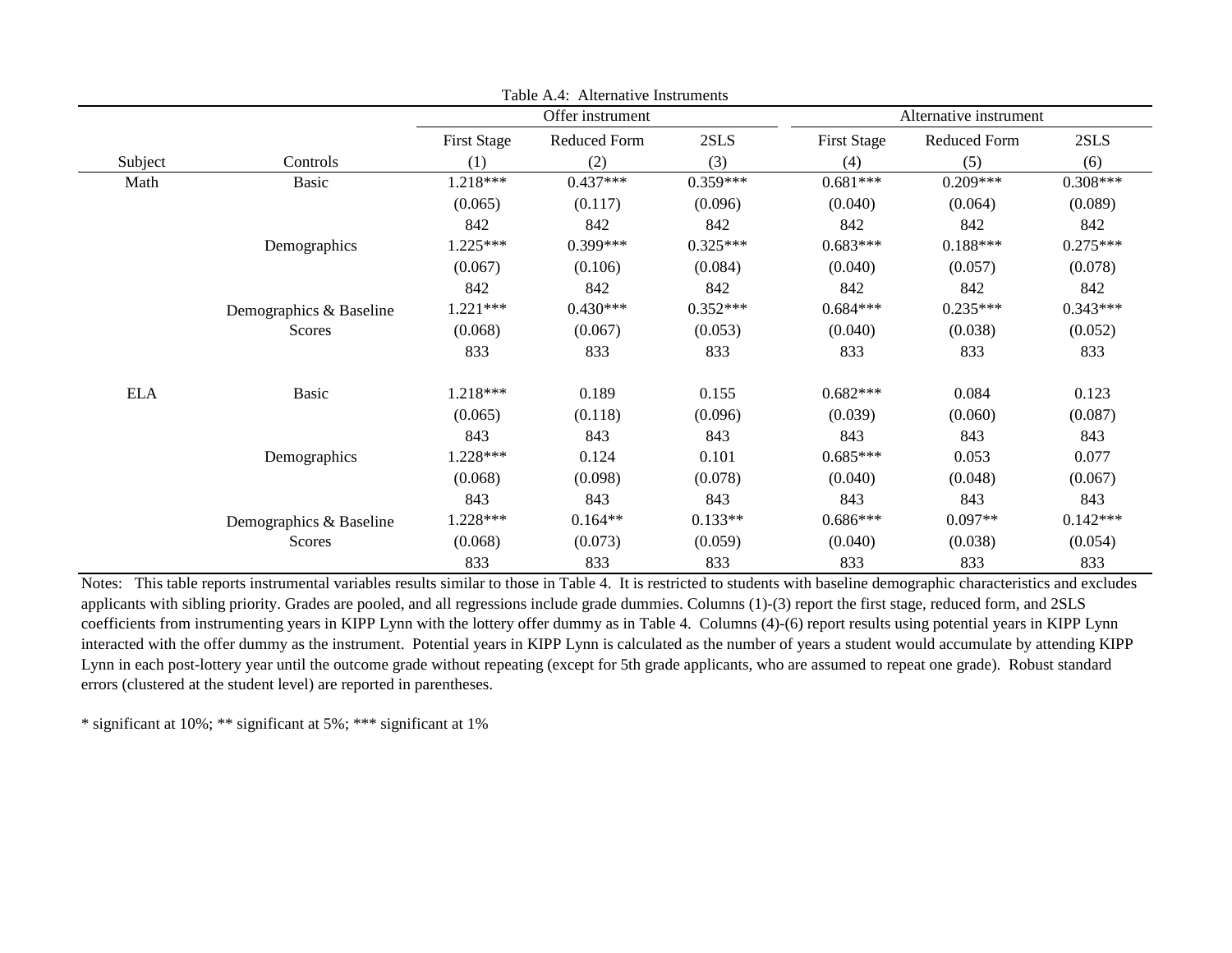Table A.4: Alternative Instruments

| | | Offer instrument | | | Alternative instrument | | |
|---|---|---|---|---|---|---|---|
| | | First Stage | Reduced Form | 2SLS | First Stage | Reduced Form | 2SLS |
| Subject | Controls | (1) | (2) | (3) | (4) | (5) | (6) |
| Math | Basic | 1.218*** | 0.437*** | 0.359*** | 0.681*** | 0.209*** | 0.308*** |
| | | (0.065) | (0.117) | (0.096) | (0.040) | (0.064) | (0.089) |
| | | 842 | 842 | 842 | 842 | 842 | 842 |
| | Demographics | 1.225*** | 0.399*** | 0.325*** | 0.683*** | 0.188*** | 0.275*** |
| | | (0.067) | (0.106) | (0.084) | (0.040) | (0.057) | (0.078) |
| | | 842 | 842 | 842 | 842 | 842 | 842 |
| | Demographics & Baseline Scores | 1.221*** | 0.430*** | 0.352*** | 0.684*** | 0.235*** | 0.343*** |
| | | (0.068) | (0.067) | (0.053) | (0.040) | (0.038) | (0.052) |
| | | 833 | 833 | 833 | 833 | 833 | 833 |
| ELA | Basic | 1.218*** | 0.189 | 0.155 | 0.682*** | 0.084 | 0.123 |
| | | (0.065) | (0.118) | (0.096) | (0.039) | (0.060) | (0.087) |
| | | 843 | 843 | 843 | 843 | 843 | 843 |
| | Demographics | 1.228*** | 0.124 | 0.101 | 0.685*** | 0.053 | 0.077 |
| | | (0.068) | (0.098) | (0.078) | (0.040) | (0.048) | (0.067) |
| | | 843 | 843 | 843 | 843 | 843 | 843 |
| | Demographics & Baseline Scores | 1.228*** | 0.164** | 0.133** | 0.686*** | 0.097** | 0.142*** |
| | | (0.068) | (0.073) | (0.059) | (0.040) | (0.038) | (0.054) |
| | | 833 | 833 | 833 | 833 | 833 | 833 |

Notes: This table reports instrumental variables results similar to those in Table 4. It is restricted to students with baseline demographic characteristics and excludes applicants with sibling priority. Grades are pooled, and all regressions include grade dummies. Columns (1)-(3) report the first stage, reduced form, and 2SLS coefficients from instrumenting years in KIPP Lynn with the lottery offer dummy as in Table 4. Columns (4)-(6) report results using potential years in KIPP Lynn interacted with the offer dummy as the instrument. Potential years in KIPP Lynn is calculated as the number of years a student would accumulate by attending KIPP Lynn in each post-lottery year until the outcome grade without repeating (except for 5th grade applicants, who are assumed to repeat one grade). Robust standard errors (clustered at the student level) are reported in parentheses.

* significant at 10%; ** significant at 5%; *** significant at 1%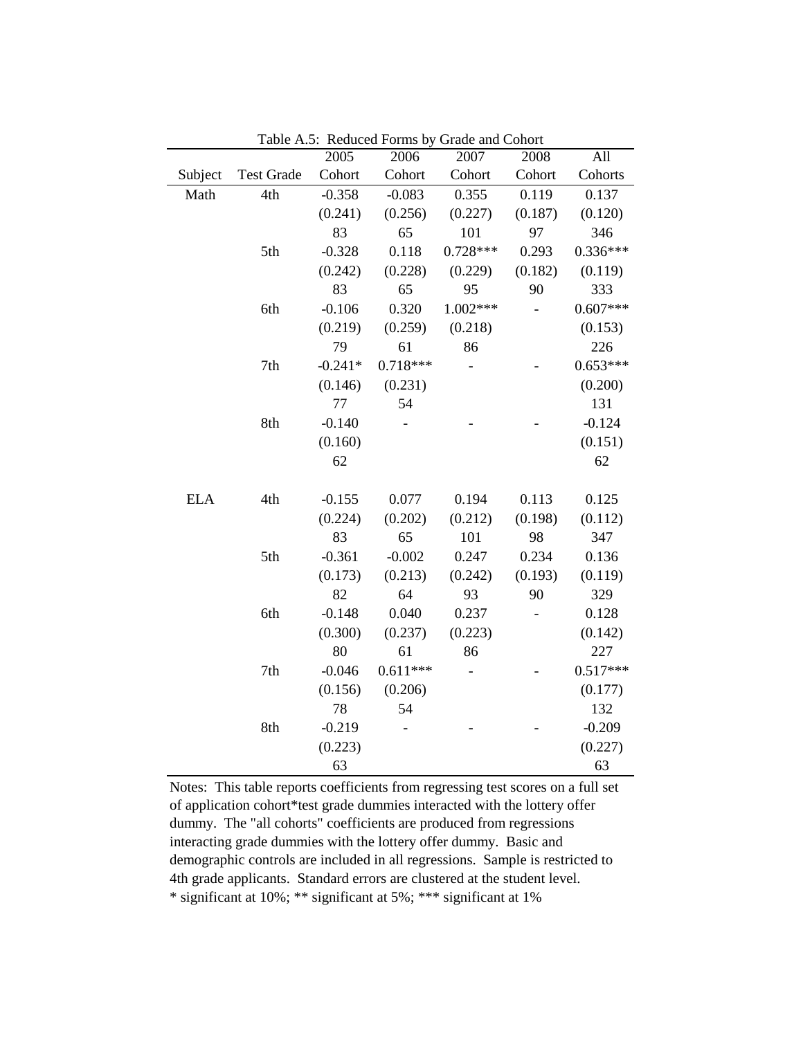Table A.5: Reduced Forms by Grade and Cohort

| Subject | Test Grade | 2005 Cohort | 2006 Cohort | 2007 Cohort | 2008 Cohort | All Cohorts |
|---|---|---|---|---|---|---|
| Math | 4th | -0.358 | -0.083 | 0.355 | 0.119 | 0.137 |
| | | (0.241) | (0.256) | (0.227) | (0.187) | (0.120) |
| | | 83 | 65 | 101 | 97 | 346 |
| | 5th | -0.328 | 0.118 | 0.728*** | 0.293 | 0.336*** |
| | | (0.242) | (0.228) | (0.229) | (0.182) | (0.119) |
| | | 83 | 65 | 95 | 90 | 333 |
| | 6th | -0.106 | 0.320 | 1.002*** | - | 0.607*** |
| | | (0.219) | (0.259) | (0.218) | | (0.153) |
| | | 79 | 61 | 86 | | 226 |
| | 7th | -0.241* | 0.718*** | - | - | 0.653*** |
| | | (0.146) | (0.231) | | | (0.200) |
| | | 77 | 54 | | | 131 |
| | 8th | -0.140 | - | - | - | -0.124 |
| | | (0.160) | | | | (0.151) |
| | | 62 | | | | 62 |
| ELA | 4th | -0.155 | 0.077 | 0.194 | 0.113 | 0.125 |
| | | (0.224) | (0.202) | (0.212) | (0.198) | (0.112) |
| | | 83 | 65 | 101 | 98 | 347 |
| | 5th | -0.361 | -0.002 | 0.247 | 0.234 | 0.136 |
| | | (0.173) | (0.213) | (0.242) | (0.193) | (0.119) |
| | | 82 | 64 | 93 | 90 | 329 |
| | 6th | -0.148 | 0.040 | 0.237 | - | 0.128 |
| | | (0.300) | (0.237) | (0.223) | | (0.142) |
| | | 80 | 61 | 86 | | 227 |
| | 7th | -0.046 | 0.611*** | - | - | 0.517*** |
| | | (0.156) | (0.206) | | | (0.177) |
| | | 78 | 54 | | | 132 |
| | 8th | -0.219 | - | - | - | -0.209 |
| | | (0.223) | | | | (0.227) |
| | | 63 | | | | 63 |

Notes: This table reports coefficients from regressing test scores on a full set of application cohort*test grade dummies interacted with the lottery offer dummy. The "all cohorts" coefficients are produced from regressions interacting grade dummies with the lottery offer dummy. Basic and demographic controls are included in all regressions. Sample is restricted to 4th grade applicants. Standard errors are clustered at the student level.
* significant at 10%; ** significant at 5%; *** significant at 1%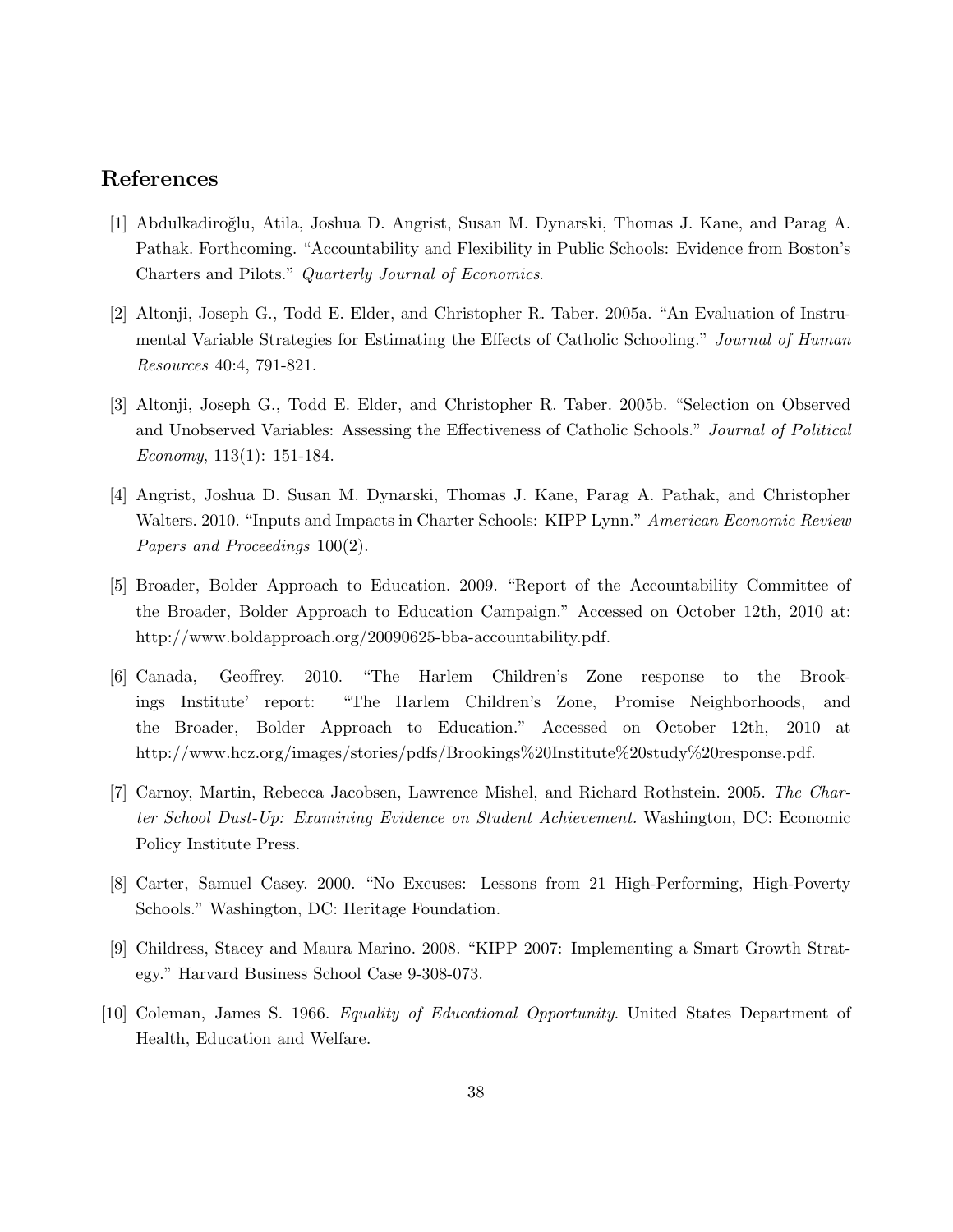## References

[1] Abdulkadiroğlu, Atila, Joshua D. Angrist, Susan M. Dynarski, Thomas J. Kane, and Parag A. Pathak. Forthcoming. "Accountability and Flexibility in Public Schools: Evidence from Boston's Charters and Pilots." *Quarterly Journal of Economics*.

[2] Altonji, Joseph G., Todd E. Elder, and Christopher R. Taber. 2005a. "An Evaluation of Instrumental Variable Strategies for Estimating the Effects of Catholic Schooling." *Journal of Human Resources* 40:4, 791-821.

[3] Altonji, Joseph G., Todd E. Elder, and Christopher R. Taber. 2005b. "Selection on Observed and Unobserved Variables: Assessing the Effectiveness of Catholic Schools." *Journal of Political Economy*, 113(1): 151-184.

[4] Angrist, Joshua D. Susan M. Dynarski, Thomas J. Kane, Parag A. Pathak, and Christopher Walters. 2010. "Inputs and Impacts in Charter Schools: KIPP Lynn." *American Economic Review Papers and Proceedings* 100(2).

[5] Broader, Bolder Approach to Education. 2009. "Report of the Accountability Committee of the Broader, Bolder Approach to Education Campaign." Accessed on October 12th, 2010 at: http://www.boldapproach.org/20090625-bba-accountability.pdf.

[6] Canada, Geoffrey. 2010. "The Harlem Children's Zone response to the Brookings Institute' report: "The Harlem Children's Zone, Promise Neighborhoods, and the Broader, Bolder Approach to Education." Accessed on October 12th, 2010 at http://www.hcz.org/images/stories/pdfs/Brookings%20Institute%20study%20response.pdf.

[7] Carnoy, Martin, Rebecca Jacobsen, Lawrence Mishel, and Richard Rothstein. 2005. *The Charter School Dust-Up: Examining Evidence on Student Achievement.* Washington, DC: Economic Policy Institute Press.

[8] Carter, Samuel Casey. 2000. "No Excuses: Lessons from 21 High-Performing, High-Poverty Schools." Washington, DC: Heritage Foundation.

[9] Childress, Stacey and Maura Marino. 2008. "KIPP 2007: Implementing a Smart Growth Strategy." Harvard Business School Case 9-308-073.

[10] Coleman, James S. 1966. *Equality of Educational Opportunity.* United States Department of Health, Education and Welfare.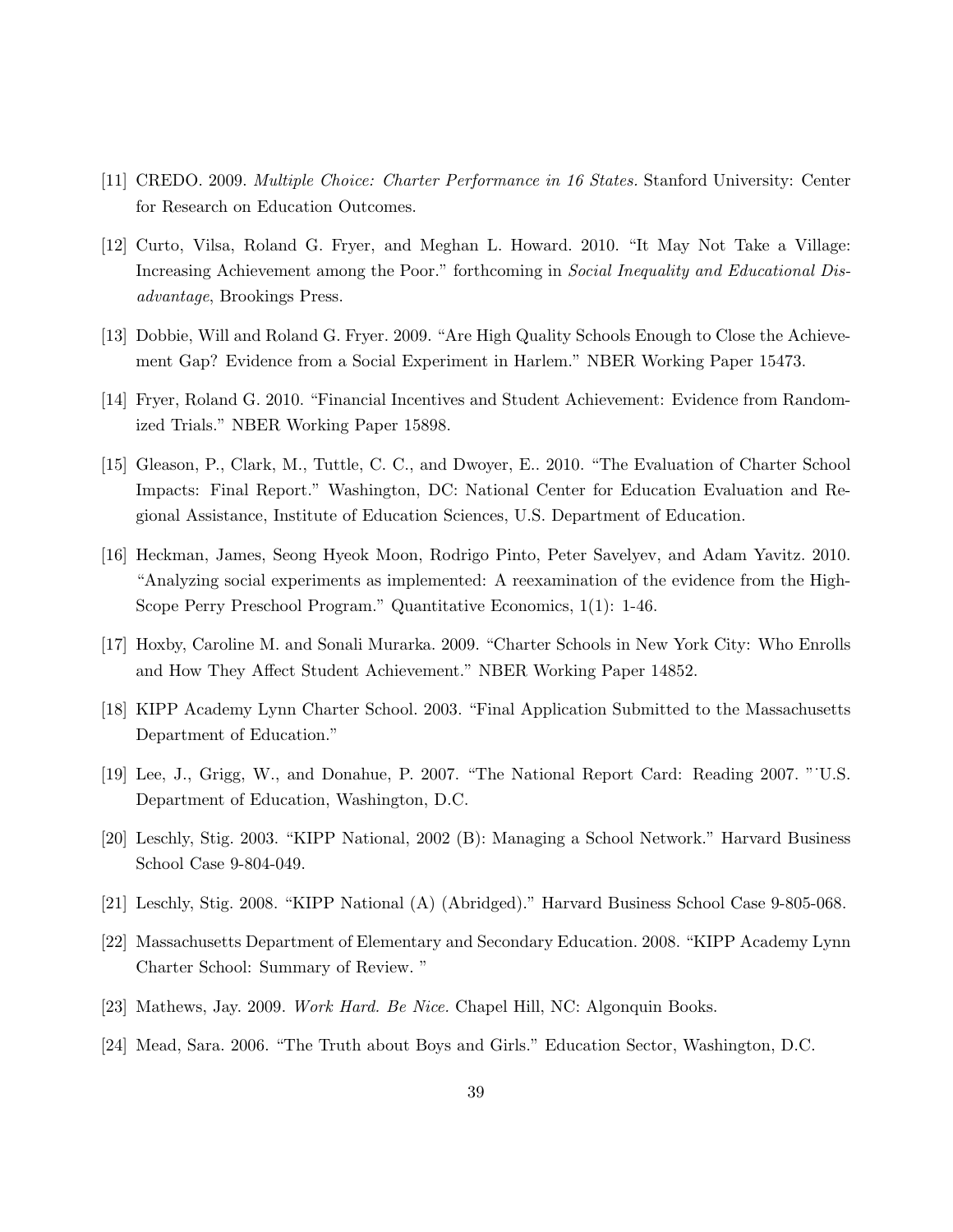[11] CREDO. 2009. *Multiple Choice: Charter Performance in 16 States.* Stanford University: Center for Research on Education Outcomes.

[12] Curto, Vilsa, Roland G. Fryer, and Meghan L. Howard. 2010. "It May Not Take a Village: Increasing Achievement among the Poor." forthcoming in *Social Inequality and Educational Disadvantage*, Brookings Press.

[13] Dobbie, Will and Roland G. Fryer. 2009. "Are High Quality Schools Enough to Close the Achievement Gap? Evidence from a Social Experiment in Harlem." NBER Working Paper 15473.

[14] Fryer, Roland G. 2010. "Financial Incentives and Student Achievement: Evidence from Randomized Trials." NBER Working Paper 15898.

[15] Gleason, P., Clark, M., Tuttle, C. C., and Dwoyer, E.. 2010. "The Evaluation of Charter School Impacts: Final Report." Washington, DC: National Center for Education Evaluation and Regional Assistance, Institute of Education Sciences, U.S. Department of Education.

[16] Heckman, James, Seong Hyeok Moon, Rodrigo Pinto, Peter Savelyev, and Adam Yavitz. 2010. "Analyzing social experiments as implemented: A reexamination of the evidence from the High-Scope Perry Preschool Program." Quantitative Economics, 1(1): 1-46.

[17] Hoxby, Caroline M. and Sonali Murarka. 2009. "Charter Schools in New York City: Who Enrolls and How They Affect Student Achievement." NBER Working Paper 14852.

[18] KIPP Academy Lynn Charter School. 2003. "Final Application Submitted to the Massachusetts Department of Education."

[19] Lee, J., Grigg, W., and Donahue, P. 2007. "The National Report Card: Reading 2007. "˙U.S. Department of Education, Washington, D.C.

[20] Leschly, Stig. 2003. "KIPP National, 2002 (B): Managing a School Network." Harvard Business School Case 9-804-049.

[21] Leschly, Stig. 2008. "KIPP National (A) (Abridged)." Harvard Business School Case 9-805-068.

[22] Massachusetts Department of Elementary and Secondary Education. 2008. "KIPP Academy Lynn Charter School: Summary of Review. "

[23] Mathews, Jay. 2009. *Work Hard. Be Nice.* Chapel Hill, NC: Algonquin Books.

[24] Mead, Sara. 2006. "The Truth about Boys and Girls." Education Sector, Washington, D.C.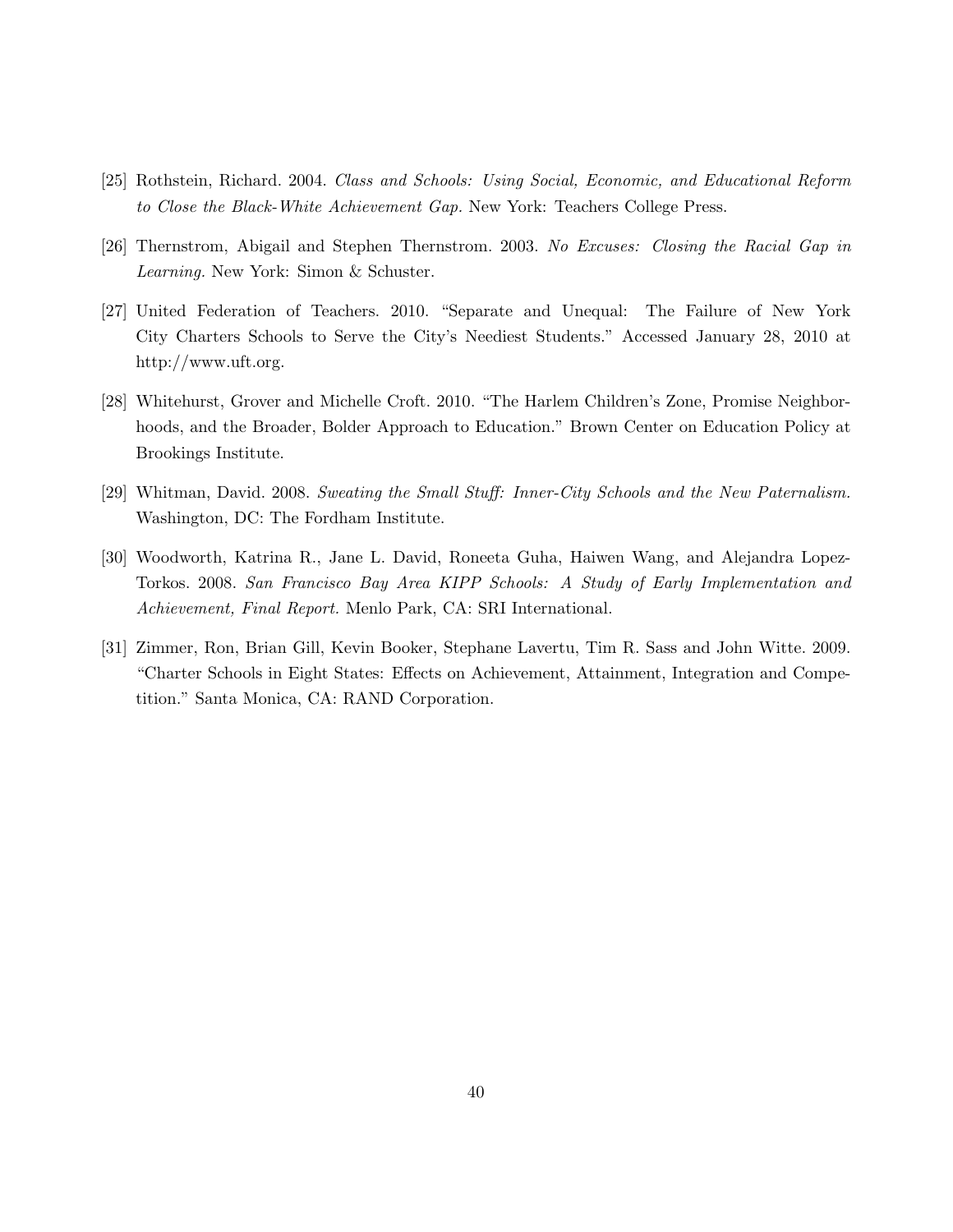[25] Rothstein, Richard. 2004. *Class and Schools: Using Social, Economic, and Educational Reform to Close the Black-White Achievement Gap.* New York: Teachers College Press.

[26] Thernstrom, Abigail and Stephen Thernstrom. 2003. *No Excuses: Closing the Racial Gap in Learning.* New York: Simon & Schuster.

[27] United Federation of Teachers. 2010. "Separate and Unequal: The Failure of New York City Charters Schools to Serve the City's Neediest Students." Accessed January 28, 2010 at http://www.uft.org.

[28] Whitehurst, Grover and Michelle Croft. 2010. "The Harlem Children's Zone, Promise Neighborhoods, and the Broader, Bolder Approach to Education." Brown Center on Education Policy at Brookings Institute.

[29] Whitman, David. 2008. *Sweating the Small Stuff: Inner-City Schools and the New Paternalism.* Washington, DC: The Fordham Institute.

[30] Woodworth, Katrina R., Jane L. David, Roneeta Guha, Haiwen Wang, and Alejandra Lopez-Torkos. 2008. *San Francisco Bay Area KIPP Schools: A Study of Early Implementation and Achievement, Final Report.* Menlo Park, CA: SRI International.

[31] Zimmer, Ron, Brian Gill, Kevin Booker, Stephane Lavertu, Tim R. Sass and John Witte. 2009. "Charter Schools in Eight States: Effects on Achievement, Attainment, Integration and Competition." Santa Monica, CA: RAND Corporation.